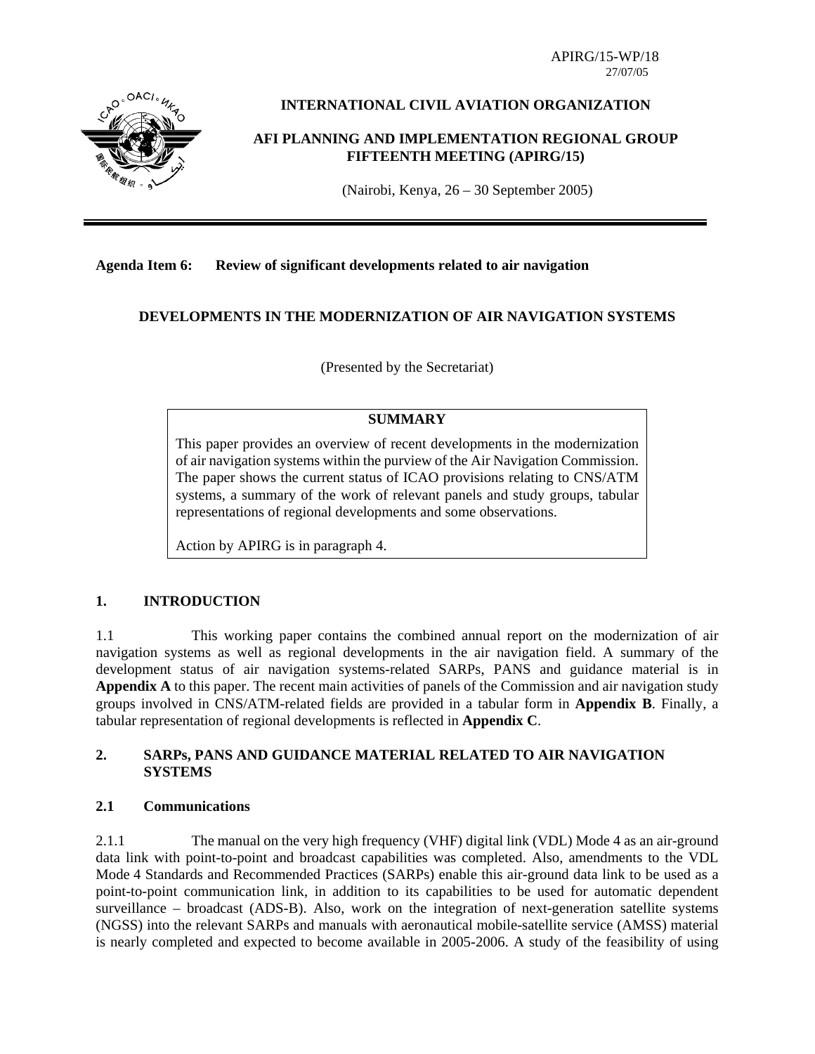APIRG/15-WP/18
27/07/05

**INTERNATIONAL CIVIL AVIATION ORGANIZATION**

**AFI PLANNING AND IMPLEMENTATION REGIONAL GROUP FIFTEENTH MEETING (APIRG/15)**

(Nairobi, Kenya, 26 – 30 September 2005)

---

**Agenda Item 6: Review of significant developments related to air navigation**

## DEVELOPMENTS IN THE MODERNIZATION OF AIR NAVIGATION SYSTEMS

(Presented by the Secretariat)

> **SUMMARY**
>
> This paper provides an overview of recent developments in the modernization of air navigation systems within the purview of the Air Navigation Commission. The paper shows the current status of ICAO provisions relating to CNS/ATM systems, a summary of the work of relevant panels and study groups, tabular representations of regional developments and some observations.
>
> Action by APIRG is in paragraph 4.

## 1. INTRODUCTION

1.1 This working paper contains the combined annual report on the modernization of air navigation systems as well as regional developments in the air navigation field. A summary of the development status of air navigation systems-related SARPs, PANS and guidance material is in **Appendix A** to this paper. The recent main activities of panels of the Commission and air navigation study groups involved in CNS/ATM-related fields are provided in a tabular form in **Appendix B**. Finally, a tabular representation of regional developments is reflected in **Appendix C**.

## 2. SARPs, PANS AND GUIDANCE MATERIAL RELATED TO AIR NAVIGATION SYSTEMS

### 2.1 Communications

2.1.1 The manual on the very high frequency (VHF) digital link (VDL) Mode 4 as an air-ground data link with point-to-point and broadcast capabilities was completed. Also, amendments to the VDL Mode 4 Standards and Recommended Practices (SARPs) enable this air-ground data link to be used as a point-to-point communication link, in addition to its capabilities to be used for automatic dependent surveillance – broadcast (ADS-B). Also, work on the integration of next-generation satellite systems (NGSS) into the relevant SARPs and manuals with aeronautical mobile-satellite service (AMSS) material is nearly completed and expected to become available in 2005-2006. A study of the feasibility of using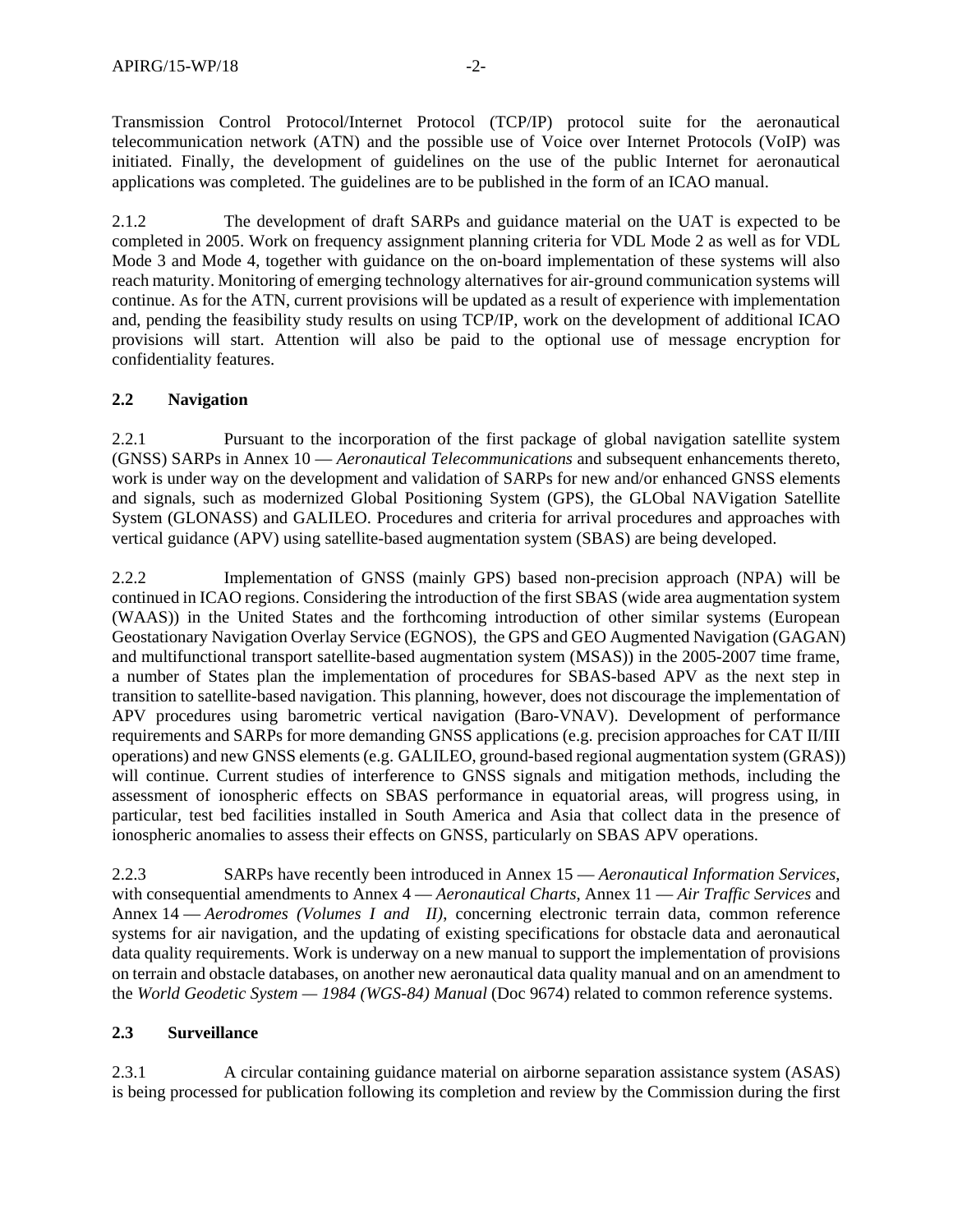Transmission Control Protocol/Internet Protocol (TCP/IP) protocol suite for the aeronautical telecommunication network (ATN) and the possible use of Voice over Internet Protocols (VoIP) was initiated. Finally, the development of guidelines on the use of the public Internet for aeronautical applications was completed. The guidelines are to be published in the form of an ICAO manual.

2.1.2 The development of draft SARPs and guidance material on the UAT is expected to be completed in 2005. Work on frequency assignment planning criteria for VDL Mode 2 as well as for VDL Mode 3 and Mode 4, together with guidance on the on-board implementation of these systems will also reach maturity. Monitoring of emerging technology alternatives for air-ground communication systems will continue. As for the ATN, current provisions will be updated as a result of experience with implementation and, pending the feasibility study results on using TCP/IP, work on the development of additional ICAO provisions will start. Attention will also be paid to the optional use of message encryption for confidentiality features.

## 2.2 Navigation

2.2.1 Pursuant to the incorporation of the first package of global navigation satellite system (GNSS) SARPs in Annex 10 — *Aeronautical Telecommunications* and subsequent enhancements thereto, work is under way on the development and validation of SARPs for new and/or enhanced GNSS elements and signals, such as modernized Global Positioning System (GPS), the GLObal NAVigation Satellite System (GLONASS) and GALILEO. Procedures and criteria for arrival procedures and approaches with vertical guidance (APV) using satellite-based augmentation system (SBAS) are being developed.

2.2.2 Implementation of GNSS (mainly GPS) based non-precision approach (NPA) will be continued in ICAO regions. Considering the introduction of the first SBAS (wide area augmentation system (WAAS)) in the United States and the forthcoming introduction of other similar systems (European Geostationary Navigation Overlay Service (EGNOS), the GPS and GEO Augmented Navigation (GAGAN) and multifunctional transport satellite-based augmentation system (MSAS)) in the 2005-2007 time frame, a number of States plan the implementation of procedures for SBAS-based APV as the next step in transition to satellite-based navigation. This planning, however, does not discourage the implementation of APV procedures using barometric vertical navigation (Baro-VNAV). Development of performance requirements and SARPs for more demanding GNSS applications (e.g. precision approaches for CAT II/III operations) and new GNSS elements (e.g. GALILEO, ground-based regional augmentation system (GRAS)) will continue. Current studies of interference to GNSS signals and mitigation methods, including the assessment of ionospheric effects on SBAS performance in equatorial areas, will progress using, in particular, test bed facilities installed in South America and Asia that collect data in the presence of ionospheric anomalies to assess their effects on GNSS, particularly on SBAS APV operations.

2.2.3 SARPs have recently been introduced in Annex 15 — *Aeronautical Information Services*, with consequential amendments to Annex 4 — *Aeronautical Charts*, Annex 11 — *Air Traffic Services* and Annex 14 — *Aerodromes (Volumes I and II)*, concerning electronic terrain data, common reference systems for air navigation, and the updating of existing specifications for obstacle data and aeronautical data quality requirements. Work is underway on a new manual to support the implementation of provisions on terrain and obstacle databases, on another new aeronautical data quality manual and on an amendment to the *World Geodetic System — 1984 (WGS-84) Manual* (Doc 9674) related to common reference systems.

## 2.3 Surveillance

2.3.1 A circular containing guidance material on airborne separation assistance system (ASAS) is being processed for publication following its completion and review by the Commission during the first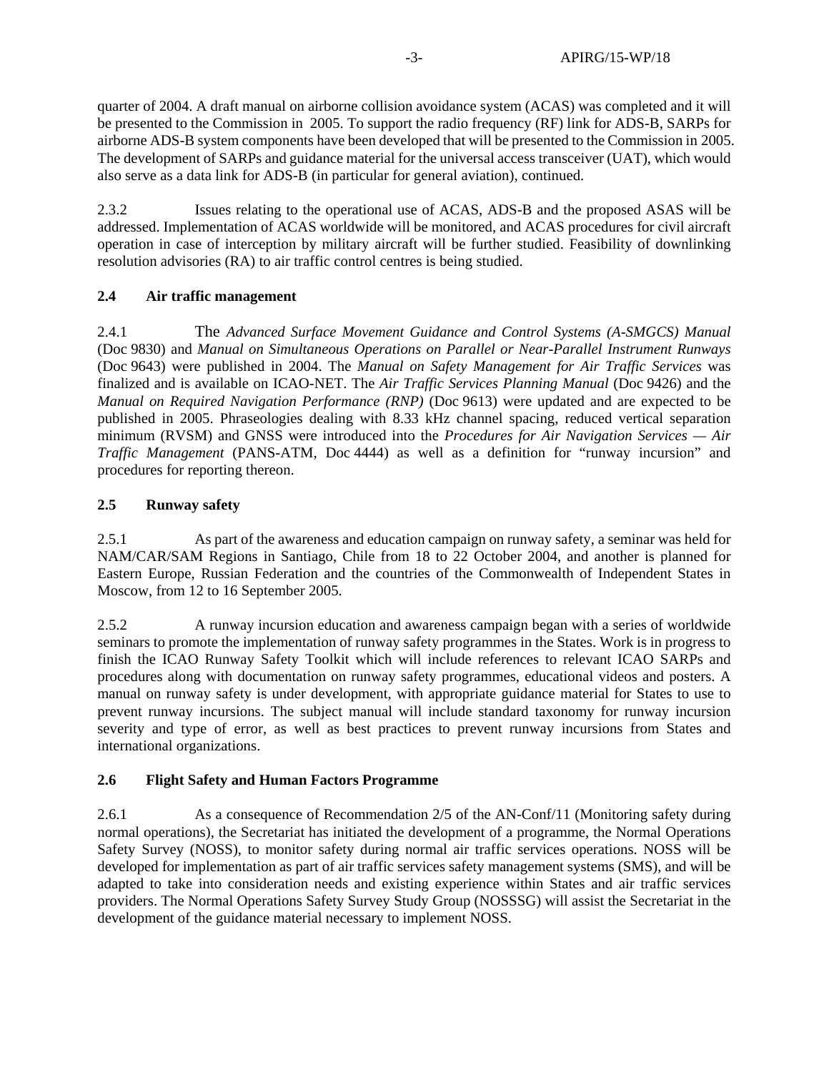quarter of 2004. A draft manual on airborne collision avoidance system (ACAS) was completed and it will be presented to the Commission in 2005. To support the radio frequency (RF) link for ADS-B, SARPs for airborne ADS-B system components have been developed that will be presented to the Commission in 2005. The development of SARPs and guidance material for the universal access transceiver (UAT), which would also serve as a data link for ADS-B (in particular for general aviation), continued.

2.3.2 Issues relating to the operational use of ACAS, ADS-B and the proposed ASAS will be addressed. Implementation of ACAS worldwide will be monitored, and ACAS procedures for civil aircraft operation in case of interception by military aircraft will be further studied. Feasibility of downlinking resolution advisories (RA) to air traffic control centres is being studied.

**2.4 Air traffic management**

2.4.1 The *Advanced Surface Movement Guidance and Control Systems (A-SMGCS) Manual* (Doc 9830) and *Manual on Simultaneous Operations on Parallel or Near-Parallel Instrument Runways* (Doc 9643) were published in 2004. The *Manual on Safety Management for Air Traffic Services* was finalized and is available on ICAO-NET. The *Air Traffic Services Planning Manual* (Doc 9426) and the *Manual on Required Navigation Performance (RNP)* (Doc 9613) were updated and are expected to be published in 2005. Phraseologies dealing with 8.33 kHz channel spacing, reduced vertical separation minimum (RVSM) and GNSS were introduced into the *Procedures for Air Navigation Services — Air Traffic Management* (PANS-ATM, Doc 4444) as well as a definition for "runway incursion" and procedures for reporting thereon.

**2.5 Runway safety**

2.5.1 As part of the awareness and education campaign on runway safety, a seminar was held for NAM/CAR/SAM Regions in Santiago, Chile from 18 to 22 October 2004, and another is planned for Eastern Europe, Russian Federation and the countries of the Commonwealth of Independent States in Moscow, from 12 to 16 September 2005.

2.5.2 A runway incursion education and awareness campaign began with a series of worldwide seminars to promote the implementation of runway safety programmes in the States. Work is in progress to finish the ICAO Runway Safety Toolkit which will include references to relevant ICAO SARPs and procedures along with documentation on runway safety programmes, educational videos and posters. A manual on runway safety is under development, with appropriate guidance material for States to use to prevent runway incursions. The subject manual will include standard taxonomy for runway incursion severity and type of error, as well as best practices to prevent runway incursions from States and international organizations.

**2.6 Flight Safety and Human Factors Programme**

2.6.1 As a consequence of Recommendation 2/5 of the AN-Conf/11 (Monitoring safety during normal operations), the Secretariat has initiated the development of a programme, the Normal Operations Safety Survey (NOSS), to monitor safety during normal air traffic services operations. NOSS will be developed for implementation as part of air traffic services safety management systems (SMS), and will be adapted to take into consideration needs and existing experience within States and air traffic services providers. The Normal Operations Safety Survey Study Group (NOSSSG) will assist the Secretariat in the development of the guidance material necessary to implement NOSS.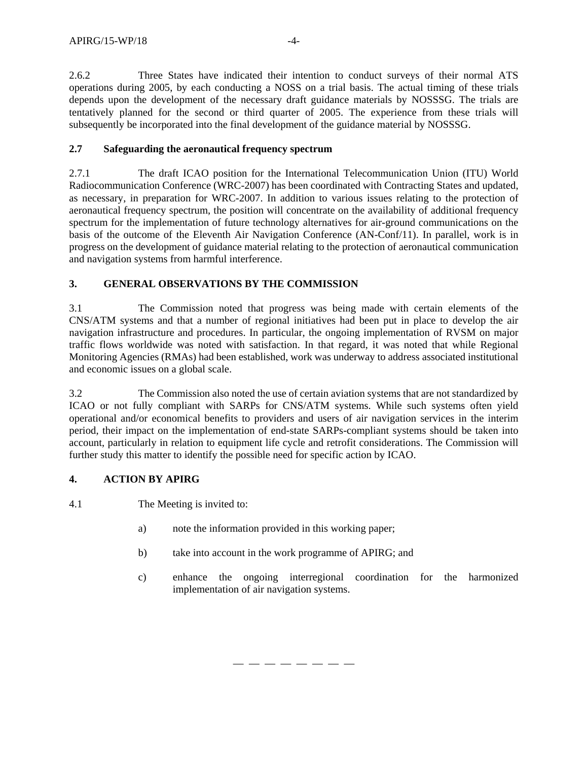2.6.2 Three States have indicated their intention to conduct surveys of their normal ATS operations during 2005, by each conducting a NOSS on a trial basis. The actual timing of these trials depends upon the development of the necessary draft guidance materials by NOSSSG. The trials are tentatively planned for the second or third quarter of 2005. The experience from these trials will subsequently be incorporated into the final development of the guidance material by NOSSSG.

### 2.7 Safeguarding the aeronautical frequency spectrum

2.7.1 The draft ICAO position for the International Telecommunication Union (ITU) World Radiocommunication Conference (WRC-2007) has been coordinated with Contracting States and updated, as necessary, in preparation for WRC-2007. In addition to various issues relating to the protection of aeronautical frequency spectrum, the position will concentrate on the availability of additional frequency spectrum for the implementation of future technology alternatives for air-ground communications on the basis of the outcome of the Eleventh Air Navigation Conference (AN-Conf/11). In parallel, work is in progress on the development of guidance material relating to the protection of aeronautical communication and navigation systems from harmful interference.

## 3. GENERAL OBSERVATIONS BY THE COMMISSION

3.1 The Commission noted that progress was being made with certain elements of the CNS/ATM systems and that a number of regional initiatives had been put in place to develop the air navigation infrastructure and procedures. In particular, the ongoing implementation of RVSM on major traffic flows worldwide was noted with satisfaction. In that regard, it was noted that while Regional Monitoring Agencies (RMAs) had been established, work was underway to address associated institutional and economic issues on a global scale.

3.2 The Commission also noted the use of certain aviation systems that are not standardized by ICAO or not fully compliant with SARPs for CNS/ATM systems. While such systems often yield operational and/or economical benefits to providers and users of air navigation services in the interim period, their impact on the implementation of end-state SARPs-compliant systems should be taken into account, particularly in relation to equipment life cycle and retrofit considerations. The Commission will further study this matter to identify the possible need for specific action by ICAO.

## 4. ACTION BY APIRG

4.1 The Meeting is invited to:

a) note the information provided in this working paper;

b) take into account in the work programme of APIRG; and

c) enhance the ongoing interregional coordination for the harmonized implementation of air navigation systems.

— — — — — — — —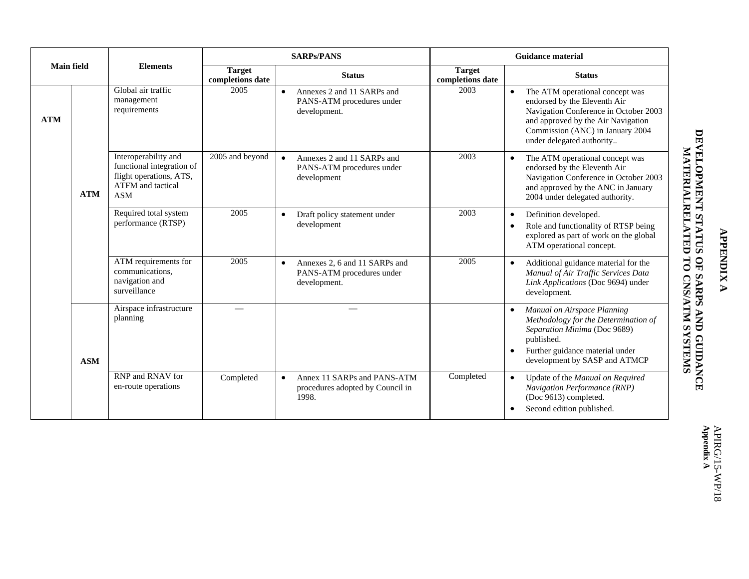## APPENDIX A

## DEVELOPMENT STATUS OF SARPS AND GUIDANCE MATERIALRELATED TO CNS/ATM SYSTEMS

| Main field | | Elements | SARPs/PANS | | Guidance material | |
|---|---|---|---|---|---|---|
| | | | Target completions date | Status | Target completions date | Status |
| ATM | ATM | Global air traffic management requirements | 2005 | • Annexes 2 and 11 SARPs and PANS-ATM procedures under development. | 2003 | • The ATM operational concept was endorsed by the Eleventh Air Navigation Conference in October 2003 and approved by the Air Navigation Commission (ANC) in January 2004 under delegated authority.. |
| | | Interoperability and functional integration of flight operations, ATS, ATFM and tactical ASM | 2005 and beyond | • Annexes 2 and 11 SARPs and PANS-ATM procedures under development | 2003 | • The ATM operational concept was endorsed by the Eleventh Air Navigation Conference in October 2003 and approved by the ANC in January 2004 under delegated authority. |
| | | Required total system performance (RTSP) | 2005 | • Draft policy statement under development | 2003 | • Definition developed.<br>• Role and functionality of RTSP being explored as part of work on the global ATM operational concept. |
| | | ATM requirements for communications, navigation and surveillance | 2005 | • Annexes 2, 6 and 11 SARPs and PANS-ATM procedures under development. | 2005 | • Additional guidance material for the *Manual of Air Traffic Services Data Link Applications* (Doc 9694) under development. |
| | ASM | Airspace infrastructure planning | — | — | | • *Manual on Airspace Planning Methodology for the Determination of Separation Minima* (Doc 9689) published.<br>• Further guidance material under development by SASP and ATMCP |
| | | RNP and RNAV for en-route operations | Completed | • Annex 11 SARPs and PANS-ATM procedures adopted by Council in 1998. | Completed | • Update of the *Manual on Required Navigation Performance (RNP)* (Doc 9613) completed.<br>• Second edition published. |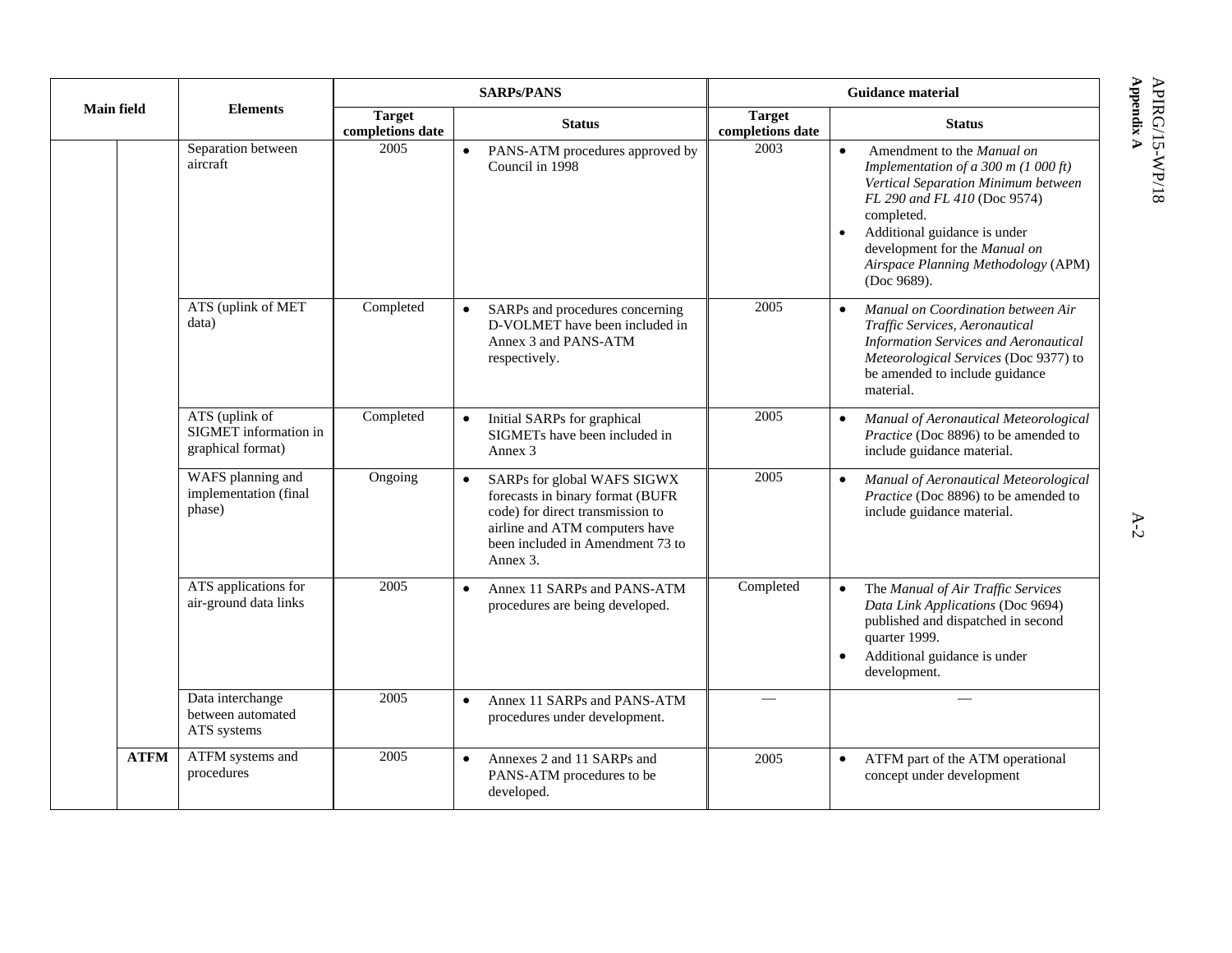| Main field | | Elements | SARPs/PANS | | Guidance material | |
|---|---|---|---|---|---|---|
| | | | Target completions date | Status | Target completions date | Status |
| | | Separation between aircraft | 2005 | • PANS-ATM procedures approved by Council in 1998 | 2003 | • Amendment to the *Manual on Implementation of a 300 m (1 000 ft) Vertical Separation Minimum between FL 290 and FL 410* (Doc 9574) completed.<br>• Additional guidance is under development for the *Manual on Airspace Planning Methodology* (APM) (Doc 9689). |
| | | ATS (uplink of MET data) | Completed | • SARPs and procedures concerning D-VOLMET have been included in Annex 3 and PANS-ATM respectively. | 2005 | • *Manual on Coordination between Air Traffic Services, Aeronautical Information Services and Aeronautical Meteorological Services* (Doc 9377) to be amended to include guidance material. |
| | | ATS (uplink of SIGMET information in graphical format) | Completed | • Initial SARPs for graphical SIGMETs have been included in Annex 3 | 2005 | • *Manual of Aeronautical Meteorological Practice* (Doc 8896) to be amended to include guidance material. |
| | | WAFS planning and implementation (final phase) | Ongoing | • SARPs for global WAFS SIGWX forecasts in binary format (BUFR code) for direct transmission to airline and ATM computers have been included in Amendment 73 to Annex 3. | 2005 | • *Manual of Aeronautical Meteorological Practice* (Doc 8896) to be amended to include guidance material. |
| | | ATS applications for air-ground data links | 2005 | • Annex 11 SARPs and PANS-ATM procedures are being developed. | Completed | • The *Manual of Air Traffic Services Data Link Applications* (Doc 9694) published and dispatched in second quarter 1999.<br>• Additional guidance is under development. |
| | | Data interchange between automated ATS systems | 2005 | • Annex 11 SARPs and PANS-ATM procedures under development. | — | — |
| | **ATFM** | ATFM systems and procedures | 2005 | • Annexes 2 and 11 SARPs and PANS-ATM procedures to be developed. | 2005 | • ATFM part of the ATM operational concept under development |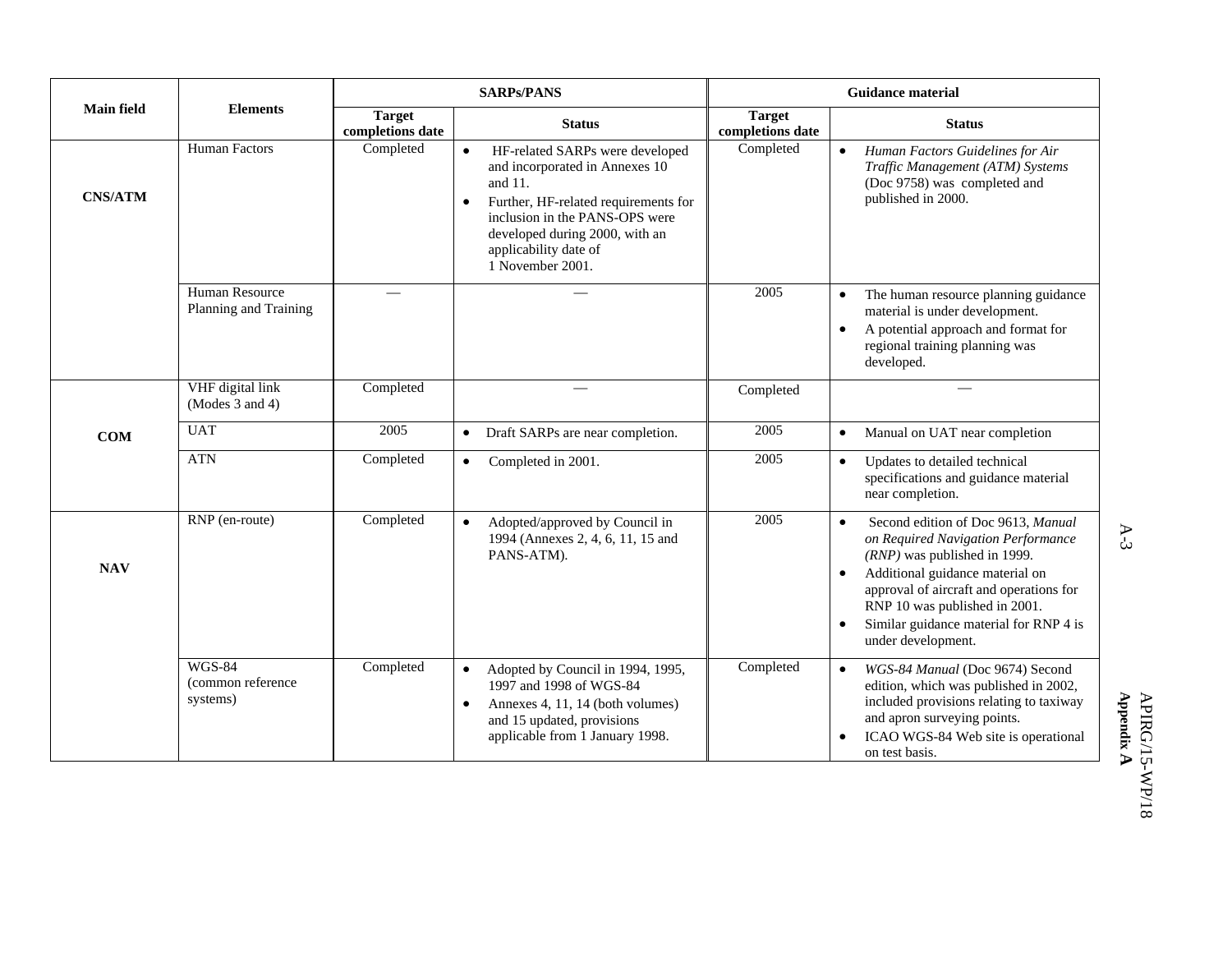| Main field | Elements | SARPs/PANS | | Guidance material | |
|---|---|---|---|---|---|
| | | Target completions date | Status | Target completions date | Status |
| **CNS/ATM** | Human Factors | Completed | • HF-related SARPs were developed and incorporated in Annexes 10 and 11.<br>• Further, HF-related requirements for inclusion in the PANS-OPS were developed during 2000, with an applicability date of 1 November 2001. | Completed | • *Human Factors Guidelines for Air Traffic Management (ATM) Systems* (Doc 9758) was completed and published in 2000. |
| | Human Resource Planning and Training | — | — | 2005 | • The human resource planning guidance material is under development.<br>• A potential approach and format for regional training planning was developed. |
| **COM** | VHF digital link (Modes 3 and 4) | Completed | — | Completed | — |
| | UAT | 2005 | • Draft SARPs are near completion. | 2005 | • Manual on UAT near completion |
| | ATN | Completed | • Completed in 2001. | 2005 | • Updates to detailed technical specifications and guidance material near completion. |
| **NAV** | RNP (en-route) | Completed | • Adopted/approved by Council in 1994 (Annexes 2, 4, 6, 11, 15 and PANS-ATM). | 2005 | • Second edition of Doc 9613, *Manual on Required Navigation Performance (RNP)* was published in 1999.<br>• Additional guidance material on approval of aircraft and operations for RNP 10 was published in 2001.<br>• Similar guidance material for RNP 4 is under development. |
| | WGS-84 (common reference systems) | Completed | • Adopted by Council in 1994, 1995, 1997 and 1998 of WGS-84<br>• Annexes 4, 11, 14 (both volumes) and 15 updated, provisions applicable from 1 January 1998. | Completed | • *WGS-84 Manual* (Doc 9674) Second edition, which was published in 2002, included provisions relating to taxiway and apron surveying points.<br>• ICAO WGS-84 Web site is operational on test basis. |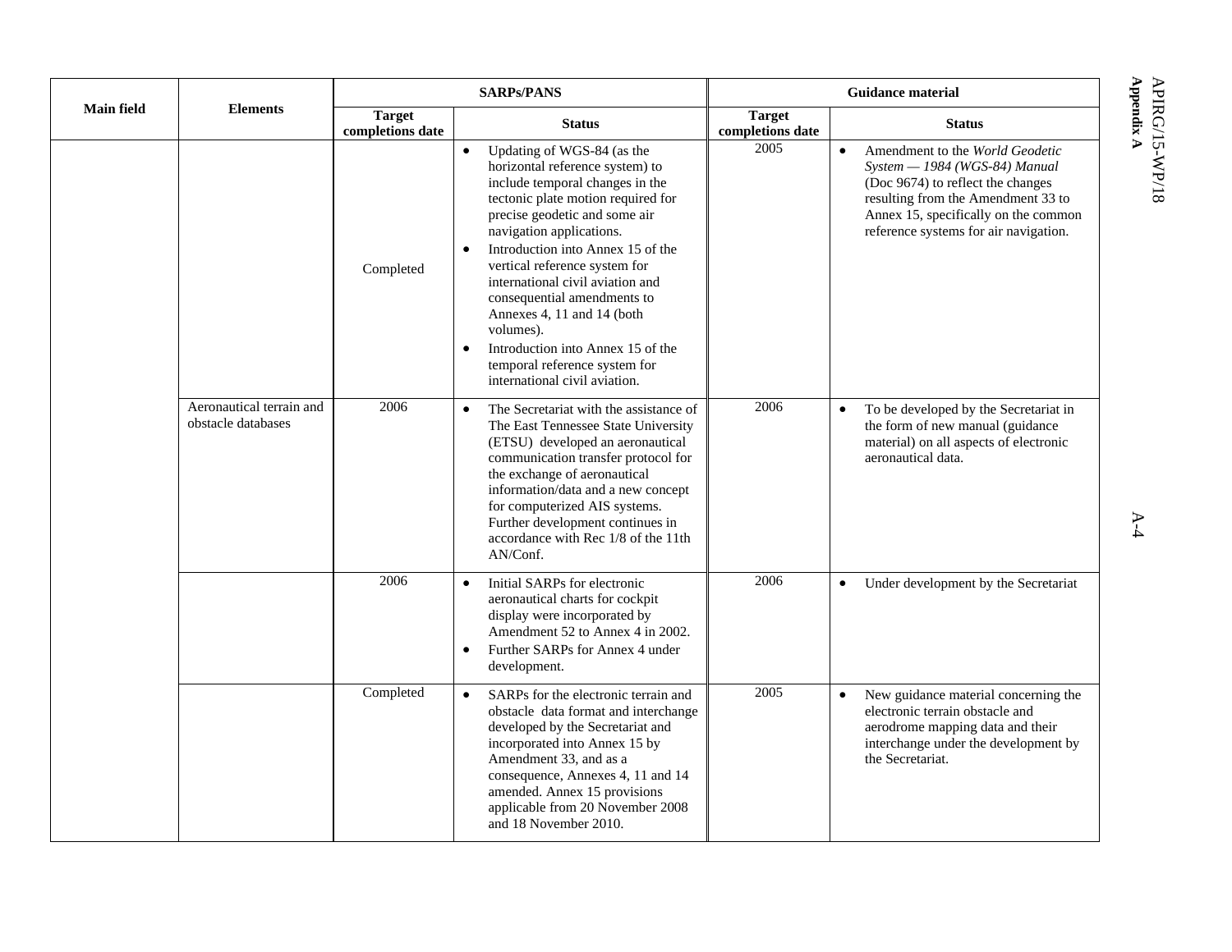| Main field | Elements | SARPs/PANS | | Guidance material | |
|---|---|---|---|---|---|
| | | Target completions date | Status | Target completions date | Status |
| | | Completed | • Updating of WGS-84 (as the horizontal reference system) to include temporal changes in the tectonic plate motion required for precise geodetic and some air navigation applications.<br>• Introduction into Annex 15 of the vertical reference system for international civil aviation and consequential amendments to Annexes 4, 11 and 14 (both volumes).<br>• Introduction into Annex 15 of the temporal reference system for international civil aviation. | 2005 | • Amendment to the *World Geodetic System — 1984 (WGS-84) Manual* (Doc 9674) to reflect the changes resulting from the Amendment 33 to Annex 15, specifically on the common reference systems for air navigation. |
| | Aeronautical terrain and obstacle databases | 2006 | • The Secretariat with the assistance of The East Tennessee State University (ETSU) developed an aeronautical communication transfer protocol for the exchange of aeronautical information/data and a new concept for computerized AIS systems. Further development continues in accordance with Rec 1/8 of the 11th AN/Conf. | 2006 | • To be developed by the Secretariat in the form of new manual (guidance material) on all aspects of electronic aeronautical data. |
| | | 2006 | • Initial SARPs for electronic aeronautical charts for cockpit display were incorporated by Amendment 52 to Annex 4 in 2002.<br>• Further SARPs for Annex 4 under development. | 2006 | • Under development by the Secretariat |
| | | Completed | • SARPs for the electronic terrain and obstacle data format and interchange developed by the Secretariat and incorporated into Annex 15 by Amendment 33, and as a consequence, Annexes 4, 11 and 14 amended. Annex 15 provisions applicable from 20 November 2008 and 18 November 2010. | 2005 | • New guidance material concerning the electronic terrain obstacle and aerodrome mapping data and their interchange under the development by the Secretariat. |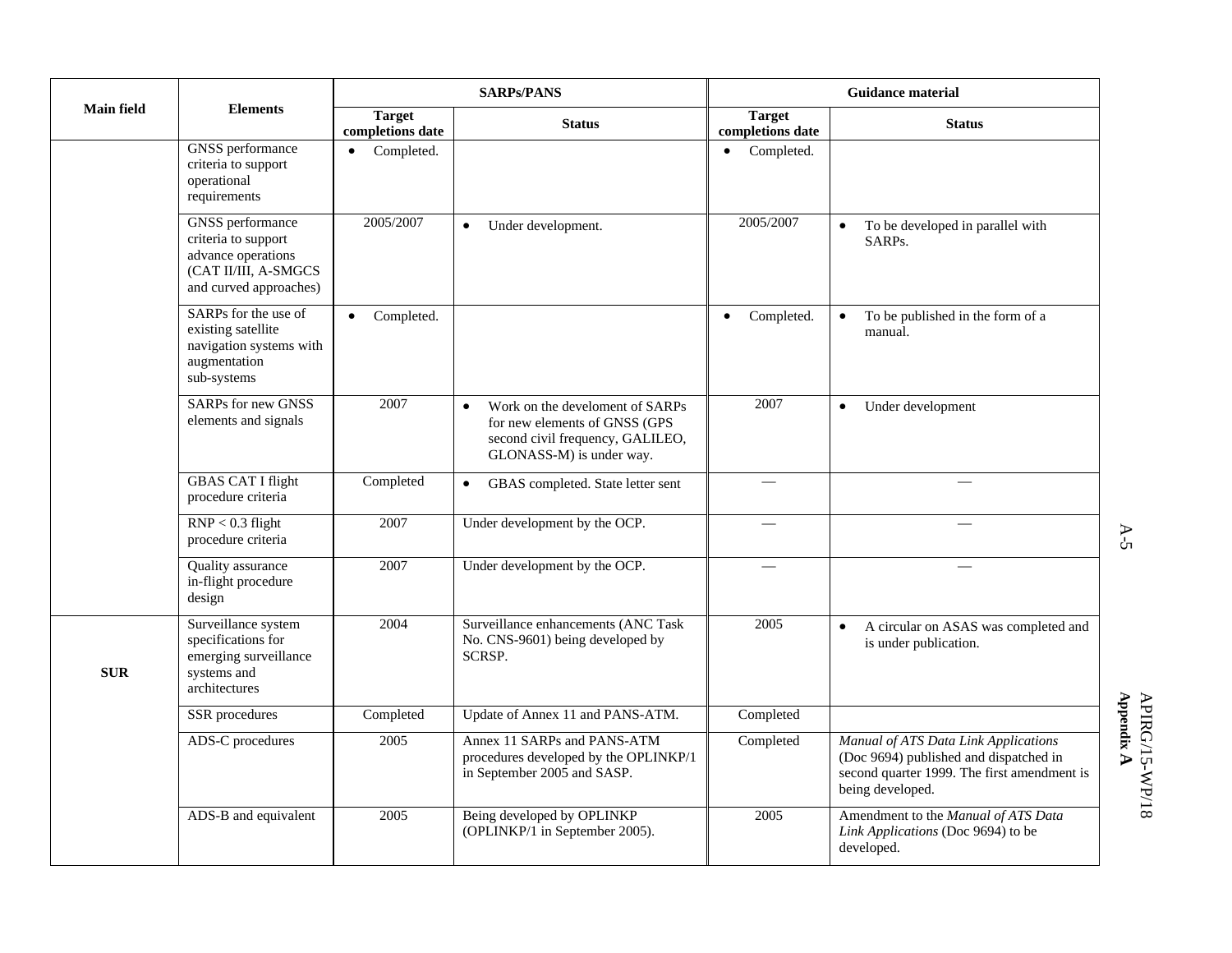| Main field | Elements | SARPs/PANS | | Guidance material | |
|---|---|---|---|---|---|
| | | Target completions date | Status | Target completions date | Status |
| | GNSS performance criteria to support operational requirements | • Completed. | | • Completed. | |
| | GNSS performance criteria to support advance operations (CAT II/III, A-SMGCS and curved approaches) | 2005/2007 | • Under development. | 2005/2007 | • To be developed in parallel with SARPs. |
| | SARPs for the use of existing satellite navigation systems with augmentation sub-systems | • Completed. | | • Completed. | • To be published in the form of a manual. |
| | SARPs for new GNSS elements and signals | 2007 | • Work on the develoment of SARPs for new elements of GNSS (GPS second civil frequency, GALILEO, GLONASS-M) is under way. | 2007 | • Under development |
| | GBAS CAT I flight procedure criteria | Completed | • GBAS completed. State letter sent | — | — |
| | RNP < 0.3 flight procedure criteria | 2007 | Under development by the OCP. | — | — |
| | Quality assurance in-flight procedure design | 2007 | Under development by the OCP. | — | — |
| SUR | Surveillance system specifications for emerging surveillance systems and architectures | 2004 | Surveillance enhancements (ANC Task No. CNS-9601) being developed by SCRSP. | 2005 | • A circular on ASAS was completed and is under publication. |
| | SSR procedures | Completed | Update of Annex 11 and PANS-ATM. | Completed | |
| | ADS-C procedures | 2005 | Annex 11 SARPs and PANS-ATM procedures developed by the OPLINKP/1 in September 2005 and SASP. | Completed | *Manual of ATS Data Link Applications* (Doc 9694) published and dispatched in second quarter 1999. The first amendment is being developed. |
| | ADS-B and equivalent | 2005 | Being developed by OPLINKP (OPLINKP/1 in September 2005). | 2005 | Amendment to the *Manual of ATS Data Link Applications* (Doc 9694) to be developed. |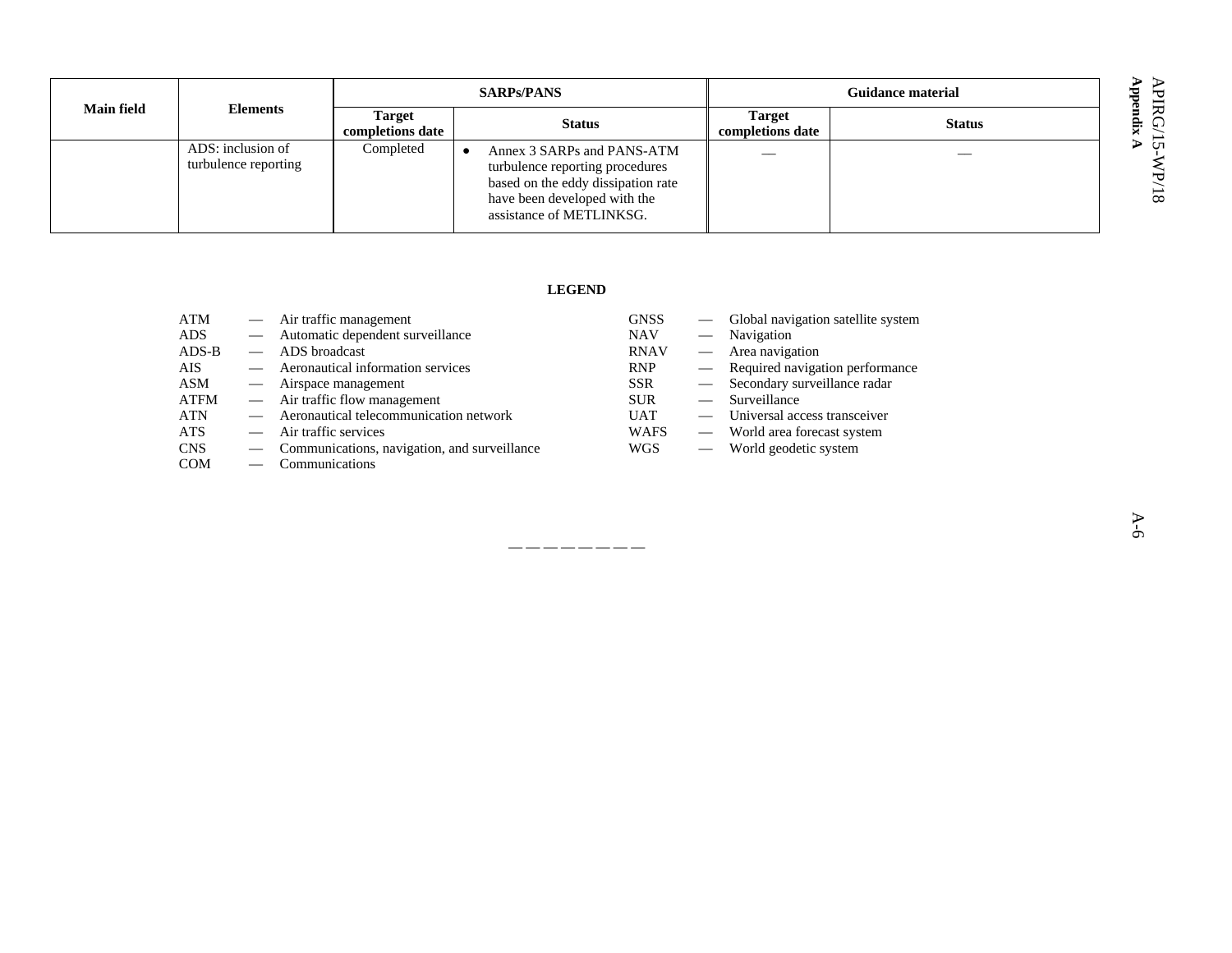| Main field | Elements | SARPs/PANS | | Guidance material | |
|---|---|---|---|---|---|
| | | Target completions date | Status | Target completions date | Status |
| | ADS: inclusion of turbulence reporting | Completed | • Annex 3 SARPs and PANS-ATM turbulence reporting procedures based on the eddy dissipation rate have been developed with the assistance of METLINKSG. | — | — |

**LEGEND**

ATM — Air traffic management
ADS — Automatic dependent surveillance
ADS-B — ADS broadcast
AIS — Aeronautical information services
ASM — Airspace management
ATFM — Air traffic flow management
ATN — Aeronautical telecommunication network
ATS — Air traffic services
CNS — Communications, navigation, and surveillance
COM — Communications
GNSS — Global navigation satellite system
NAV — Navigation
RNAV — Area navigation
RNP — Required navigation performance
SSR — Secondary surveillance radar
SUR — Surveillance
UAT — Universal access transceiver
WAFS — World area forecast system
WGS — World geodetic system

— — — — — — — —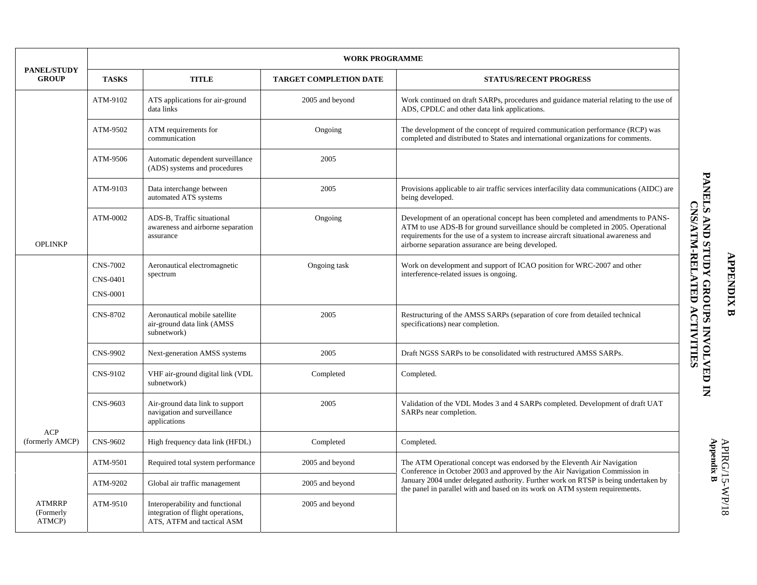# APPENDIX B

## PANELS AND STUDY GROUPS INVOLVED IN CNS/ATM-RELATED ACTIVITIES

| PANEL/STUDY GROUP | WORK PROGRAMME | | | |
|---|---|---|---|---|
| | TASKS | TITLE | TARGET COMPLETION DATE | STATUS/RECENT PROGRESS |
| OPLINKP | ATM-9102 | ATS applications for air-ground data links | 2005 and beyond | Work continued on draft SARPs, procedures and guidance material relating to the use of ADS, CPDLC and other data link applications. |
| | ATM-9502 | ATM requirements for communication | Ongoing | The development of the concept of required communication performance (RCP) was completed and distributed to States and international organizations for comments. |
| | ATM-9506 | Automatic dependent surveillance (ADS) systems and procedures | 2005 | |
| | ATM-9103 | Data interchange between automated ATS systems | 2005 | Provisions applicable to air traffic services interfacility data communications (AIDC) are being developed. |
| | ATM-0002 | ADS-B, Traffic situational awareness and airborne separation assurance | Ongoing | Development of an operational concept has been completed and amendments to PANS-ATM to use ADS-B for ground surveillance should be completed in 2005. Operational requirements for the use of a system to increase aircraft situational awareness and airborne separation assurance are being developed. |
| ACP (formerly AMCP) | CNS-7002<br>CNS-0401<br>CNS-0001 | Aeronautical electromagnetic spectrum | Ongoing task | Work on development and support of ICAO position for WRC-2007 and other interference-related issues is ongoing. |
| | CNS-8702 | Aeronautical mobile satellite air-ground data link (AMSS subnetwork) | 2005 | Restructuring of the AMSS SARPs (separation of core from detailed technical specifications) near completion. |
| | CNS-9902 | Next-generation AMSS systems | 2005 | Draft NGSS SARPs to be consolidated with restructured AMSS SARPs. |
| | CNS-9102 | VHF air-ground digital link (VDL subnetwork) | Completed | Completed. |
| | CNS-9603 | Air-ground data link to support navigation and surveillance applications | 2005 | Validation of the VDL Modes 3 and 4 SARPs completed. Development of draft UAT SARPs near completion. |
| | CNS-9602 | High frequency data link (HFDL) | Completed | Completed. |
| ATMRRP (Formerly ATMCP) | ATM-9501 | Required total system performance | 2005 and beyond | The ATM Operational concept was endorsed by the Eleventh Air Navigation Conference in October 2003 and approved by the Air Navigation Commission in January 2004 under delegated authority. Further work on RTSP is being undertaken by the panel in parallel with and based on its work on ATM system requirements. |
| | ATM-9202 | Global air traffic management | 2005 and beyond | |
| | ATM-9510 | Interoperability and functional integration of flight operations, ATS, ATFM and tactical ASM | 2005 and beyond | |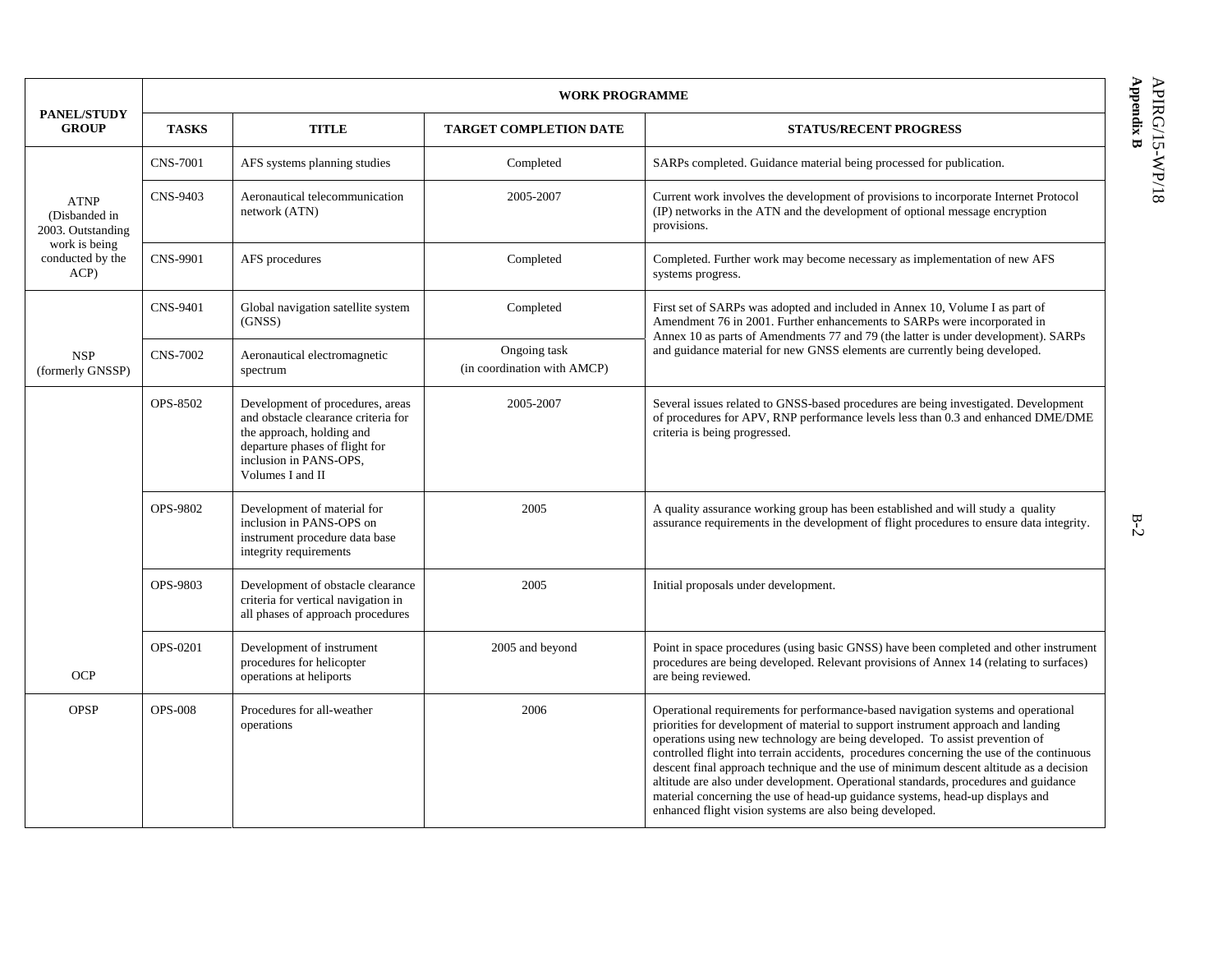| PANEL/STUDY GROUP | WORK PROGRAMME | | | |
|---|---|---|---|---|
| | TASKS | TITLE | TARGET COMPLETION DATE | STATUS/RECENT PROGRESS |
| ATNP (Disbanded in 2003. Outstanding work is being conducted by the ACP) | CNS-7001 | AFS systems planning studies | Completed | SARPs completed. Guidance material being processed for publication. |
| | CNS-9403 | Aeronautical telecommunication network (ATN) | 2005-2007 | Current work involves the development of provisions to incorporate Internet Protocol (IP) networks in the ATN and the development of optional message encryption provisions. |
| | CNS-9901 | AFS procedures | Completed | Completed. Further work may become necessary as implementation of new AFS systems progress. |
| NSP (formerly GNSSP) | CNS-9401 | Global navigation satellite system (GNSS) | Completed | First set of SARPs was adopted and included in Annex 10, Volume I as part of Amendment 76 in 2001. Further enhancements to SARPs were incorporated in Annex 10 as parts of Amendments 77 and 79 (the latter is under development). SARPs and guidance material for new GNSS elements are currently being developed. |
| | CNS-7002 | Aeronautical electromagnetic spectrum | Ongoing task (in coordination with AMCP) | |
| OCP | OPS-8502 | Development of procedures, areas and obstacle clearance criteria for the approach, holding and departure phases of flight for inclusion in PANS-OPS, Volumes I and II | 2005-2007 | Several issues related to GNSS-based procedures are being investigated. Development of procedures for APV, RNP performance levels less than 0.3 and enhanced DME/DME criteria is being progressed. |
| | OPS-9802 | Development of material for inclusion in PANS-OPS on instrument procedure data base integrity requirements | 2005 | A quality assurance working group has been established and will study a quality assurance requirements in the development of flight procedures to ensure data integrity. |
| | OPS-9803 | Development of obstacle clearance criteria for vertical navigation in all phases of approach procedures | 2005 | Initial proposals under development. |
| | OPS-0201 | Development of instrument procedures for helicopter operations at heliports | 2005 and beyond | Point in space procedures (using basic GNSS) have been completed and other instrument procedures are being developed. Relevant provisions of Annex 14 (relating to surfaces) are being reviewed. |
| OPSP | OPS-008 | Procedures for all-weather operations | 2006 | Operational requirements for performance-based navigation systems and operational priorities for development of material to support instrument approach and landing operations using new technology are being developed. To assist prevention of controlled flight into terrain accidents, procedures concerning the use of the continuous descent final approach technique and the use of minimum descent altitude as a decision altitude are also under development. Operational standards, procedures and guidance material concerning the use of head-up guidance systems, head-up displays and enhanced flight vision systems are also being developed. |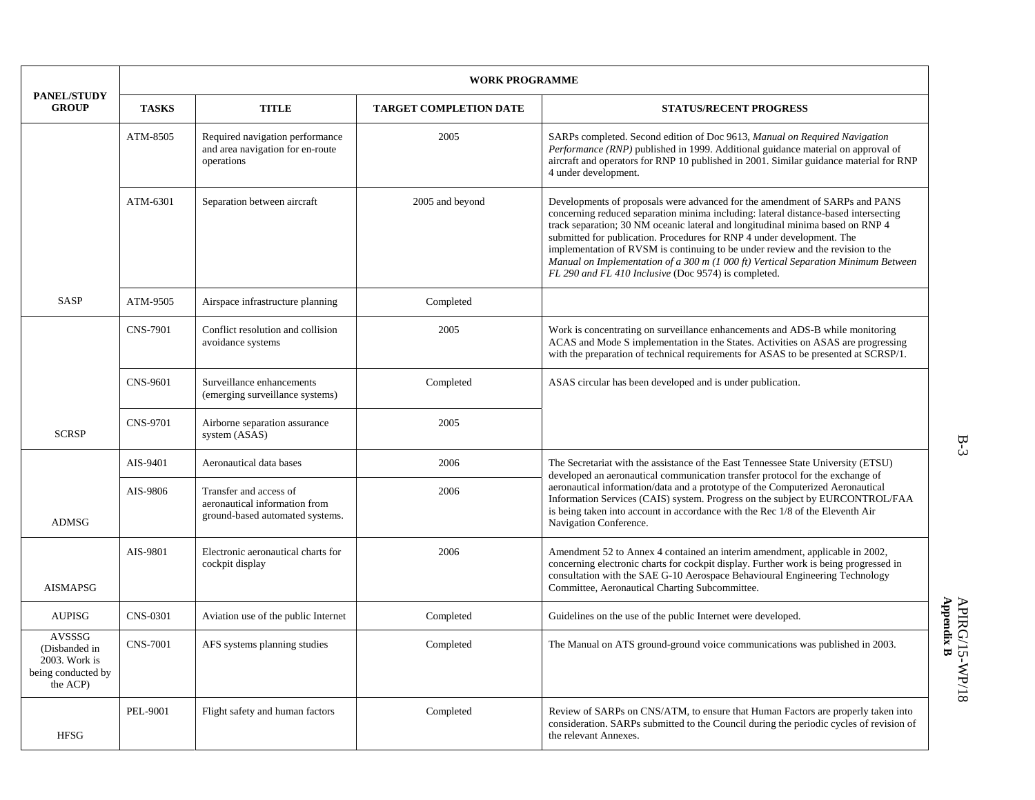| PANEL/STUDY GROUP | WORK PROGRAMME | | | |
|---|---|---|---|---|
| | TASKS | TITLE | TARGET COMPLETION DATE | STATUS/RECENT PROGRESS |
| SASP | ATM-8505 | Required navigation performance and area navigation for en-route operations | 2005 | SARPs completed. Second edition of Doc 9613, *Manual on Required Navigation Performance (RNP)* published in 1999. Additional guidance material on approval of aircraft and operators for RNP 10 published in 2001. Similar guidance material for RNP 4 under development. |
| | ATM-6301 | Separation between aircraft | 2005 and beyond | Developments of proposals were advanced for the amendment of SARPs and PANS concerning reduced separation minima including: lateral distance-based intersecting track separation; 30 NM oceanic lateral and longitudinal minima based on RNP 4 submitted for publication. Procedures for RNP 4 under development. The implementation of RVSM is continuing to be under review and the revision to the *Manual on Implementation of a 300 m (1 000 ft) Vertical Separation Minimum Between FL 290 and FL 410 Inclusive* (Doc 9574) is completed. |
| | ATM-9505 | Airspace infrastructure planning | Completed | |
| SCRSP | CNS-7901 | Conflict resolution and collision avoidance systems | 2005 | Work is concentrating on surveillance enhancements and ADS-B while monitoring ACAS and Mode S implementation in the States. Activities on ASAS are progressing with the preparation of technical requirements for ASAS to be presented at SCRSP/1. |
| | CNS-9601 | Surveillance enhancements (emerging surveillance systems) | Completed | ASAS circular has been developed and is under publication. |
| | CNS-9701 | Airborne separation assurance system (ASAS) | 2005 | |
| ADMSG | AIS-9401 | Aeronautical data bases | 2006 | The Secretariat with the assistance of the East Tennessee State University (ETSU) developed an aeronautical communication transfer protocol for the exchange of aeronautical information/data and a prototype of the Computerized Aeronautical Information Services (CAIS) system. Progress on the subject by EURCONTROL/FAA is being taken into account in accordance with the Rec 1/8 of the Eleventh Air Navigation Conference. |
| | AIS-9806 | Transfer and access of aeronautical information from ground-based automated systems. | 2006 | |
| AISMAPSG | AIS-9801 | Electronic aeronautical charts for cockpit display | 2006 | Amendment 52 to Annex 4 contained an interim amendment, applicable in 2002, concerning electronic charts for cockpit display. Further work is being progressed in consultation with the SAE G-10 Aerospace Behavioural Engineering Technology Committee, Aeronautical Charting Subcommittee. |
| AUPISG | CNS-0301 | Aviation use of the public Internet | Completed | Guidelines on the use of the public Internet were developed. |
| AVSSSG (Disbanded in 2003. Work is being conducted by the ACP) | CNS-7001 | AFS systems planning studies | Completed | The Manual on ATS ground-ground voice communications was published in 2003. |
| HFSG | PEL-9001 | Flight safety and human factors | Completed | Review of SARPs on CNS/ATM, to ensure that Human Factors are properly taken into consideration. SARPs submitted to the Council during the periodic cycles of revision of the relevant Annexes. |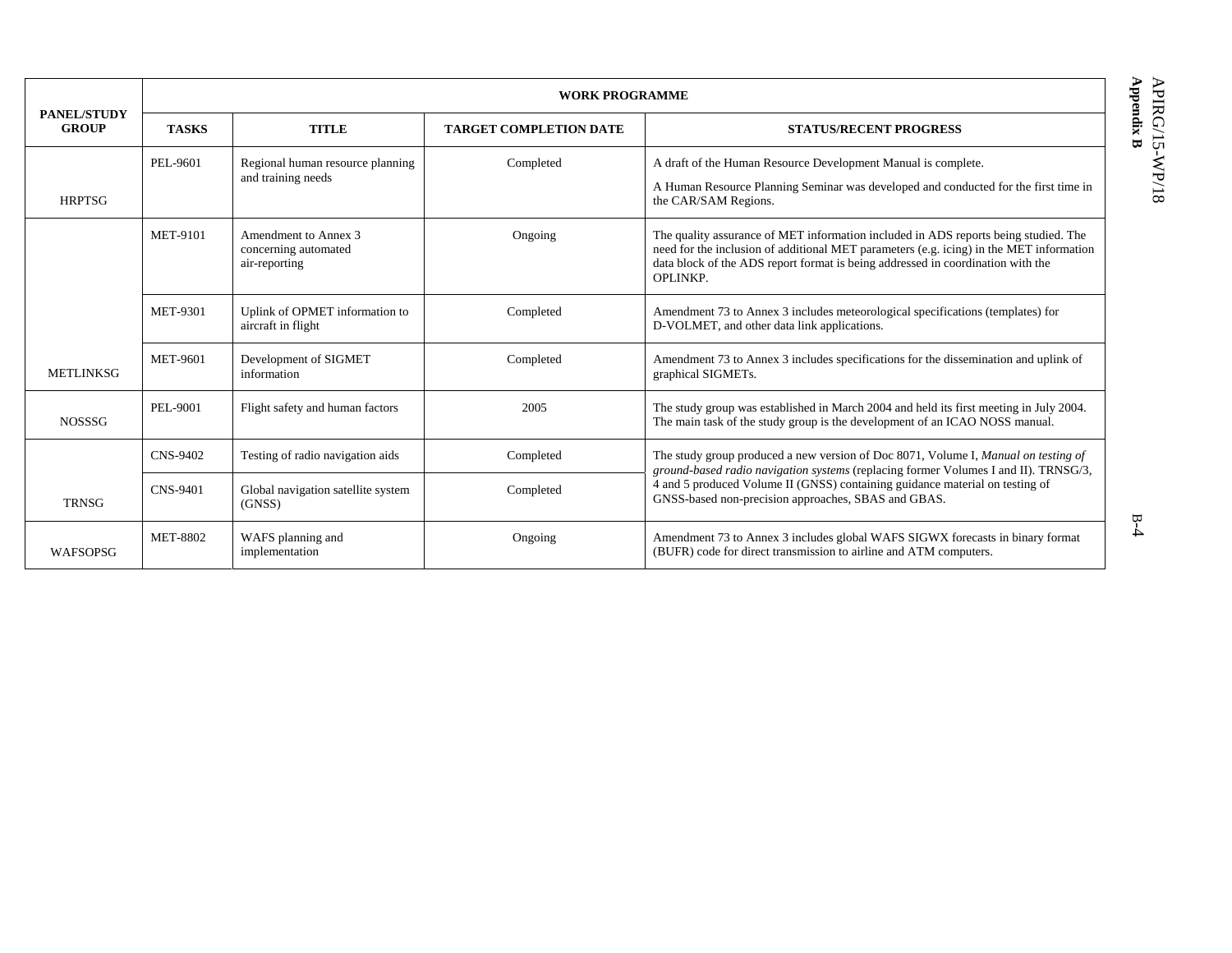| PANEL/STUDY GROUP | WORK PROGRAMME | | | |
|---|---|---|---|---|
| | **TASKS** | **TITLE** | **TARGET COMPLETION DATE** | **STATUS/RECENT PROGRESS** |
| HRPTSG | PEL-9601 | Regional human resource planning and training needs | Completed | A draft of the Human Resource Development Manual is complete. A Human Resource Planning Seminar was developed and conducted for the first time in the CAR/SAM Regions. |
| METLINKSG | MET-9101 | Amendment to Annex 3 concerning automated air-reporting | Ongoing | The quality assurance of MET information included in ADS reports being studied. The need for the inclusion of additional MET parameters (e.g. icing) in the MET information data block of the ADS report format is being addressed in coordination with the OPLINKP. |
| | MET-9301 | Uplink of OPMET information to aircraft in flight | Completed | Amendment 73 to Annex 3 includes meteorological specifications (templates) for D-VOLMET, and other data link applications. |
| | MET-9601 | Development of SIGMET information | Completed | Amendment 73 to Annex 3 includes specifications for the dissemination and uplink of graphical SIGMETs. |
| NOSSSG | PEL-9001 | Flight safety and human factors | 2005 | The study group was established in March 2004 and held its first meeting in July 2004. The main task of the study group is the development of an ICAO NOSS manual. |
| TRNSG | CNS-9402 | Testing of radio navigation aids | Completed | The study group produced a new version of Doc 8071, Volume I, *Manual on testing of ground-based radio navigation systems* (replacing former Volumes I and II). TRNSG/3, 4 and 5 produced Volume II (GNSS) containing guidance material on testing of GNSS-based non-precision approaches, SBAS and GBAS. |
| | CNS-9401 | Global navigation satellite system (GNSS) | Completed | |
| WAFSOPSG | MET-8802 | WAFS planning and implementation | Ongoing | Amendment 73 to Annex 3 includes global WAFS SIGWX forecasts in binary format (BUFR) code for direct transmission to airline and ATM computers. |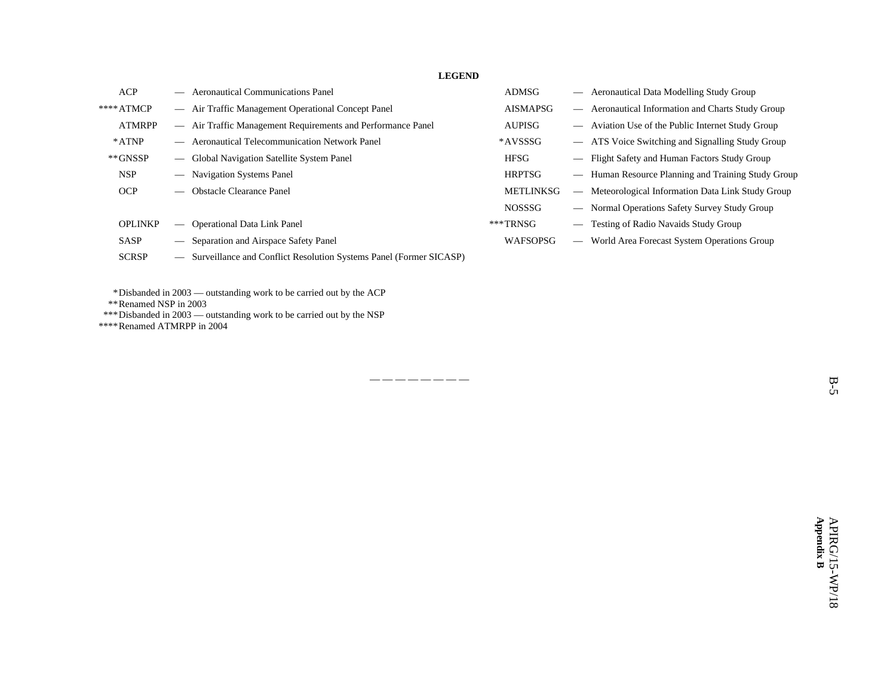**LEGEND**

| | | |
|---|---|---|
| ACP | — | Aeronautical Communications Panel |
| ****ATMCP | — | Air Traffic Management Operational Concept Panel |
| ATMRPP | — | Air Traffic Management Requirements and Performance Panel |
| *ATNP | — | Aeronautical Telecommunication Network Panel |
| **GNSSP | — | Global Navigation Satellite System Panel |
| NSP | — | Navigation Systems Panel |
| OCP | — | Obstacle Clearance Panel |
| OPLINKP | — | Operational Data Link Panel |
| SASP | — | Separation and Airspace Safety Panel |
| SCRSP | — | Surveillance and Conflict Resolution Systems Panel (Former SICASP) |

| | | |
|---|---|---|
| ADMSG | — | Aeronautical Data Modelling Study Group |
| AISMAPSG | — | Aeronautical Information and Charts Study Group |
| AUPISG | — | Aviation Use of the Public Internet Study Group |
| *AVSSSG | — | ATS Voice Switching and Signalling Study Group |
| HFSG | — | Flight Safety and Human Factors Study Group |
| HRPTSG | — | Human Resource Planning and Training Study Group |
| METLINKSG | — | Meteorological Information Data Link Study Group |
| NOSSSG | — | Normal Operations Safety Survey Study Group |
| ***TRNSG | — | Testing of Radio Navaids Study Group |
| WAFSOPSG | — | World Area Forecast System Operations Group |

*Disbanded in 2003 — outstanding work to be carried out by the ACP
**Renamed NSP in 2003
***Disbanded in 2003 — outstanding work to be carried out by the NSP
****Renamed ATMRPP in 2004

— — — — — — — —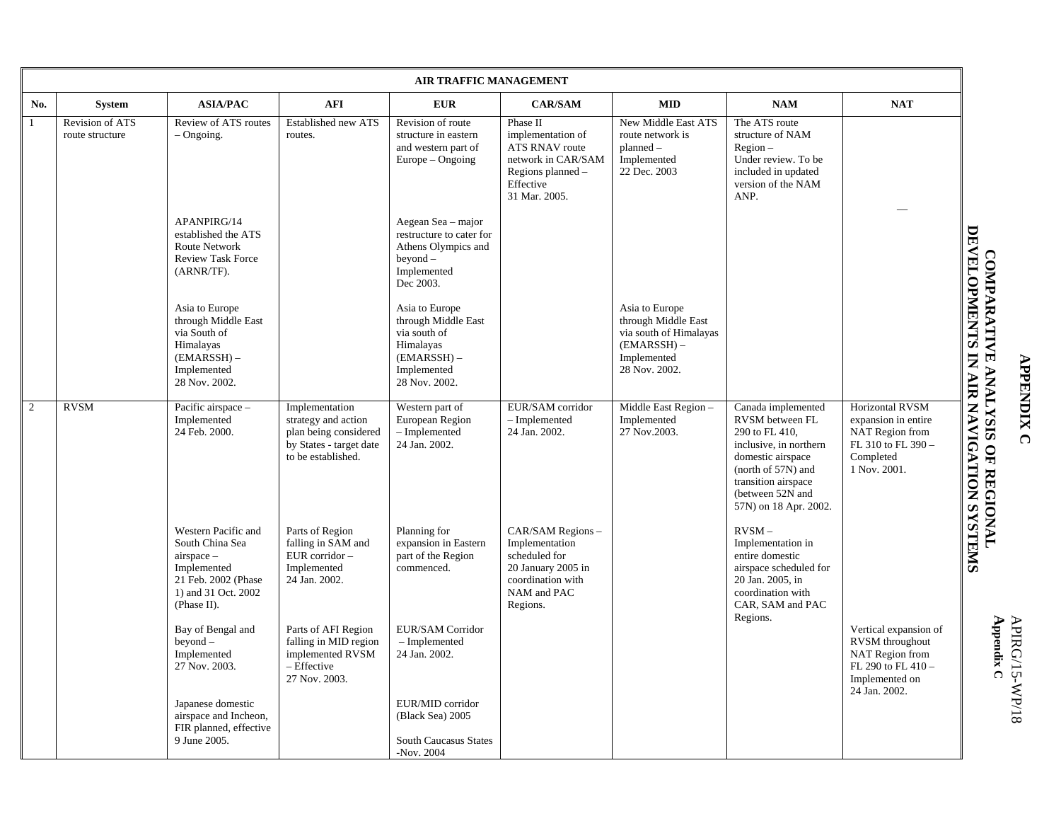| AIR TRAFFIC MANAGEMENT | | | | | | | | |
|---|---|---|---|---|---|---|---|---|
| **No.** | **System** | **ASIA/PAC** | **AFI** | **EUR** | **CAR/SAM** | **MID** | **NAM** | **NAT** |
| 1 | Revision of ATS route structure | Review of ATS routes – Ongoing.<br><br>APANPIRG/14 established the ATS Route Network Review Task Force (ARNR/TF).<br><br>Asia to Europe through Middle East via South of Himalayas (EMARSSH) – Implemented 28 Nov. 2002. | Established new ATS routes. | Revision of route structure in eastern and western part of Europe – Ongoing<br><br>Aegean Sea – major restructure to cater for Athens Olympics and beyond – Implemented Dec 2003.<br><br>Asia to Europe through Middle East via south of Himalayas (EMARSSH) – Implemented 28 Nov. 2002. | Phase II implementation of ATS RNAV route network in CAR/SAM Regions planned – Effective 31 Mar. 2005. | New Middle East ATS route network is planned – Implemented 22 Dec. 2003<br><br>Asia to Europe through Middle East via south of Himalayas (EMARSSH) – Implemented 28 Nov. 2002. | The ATS route structure of NAM Region – Under review. To be included in updated version of the NAM ANP. | — |
| 2 | RVSM | Pacific airspace – Implemented 24 Feb. 2000.<br><br>Western Pacific and South China Sea airspace – Implemented 21 Feb. 2002 (Phase 1) and 31 Oct. 2002 (Phase II).<br><br>Bay of Bengal and beyond – Implemented 27 Nov. 2003.<br><br>Japanese domestic airspace and Incheon, FIR planned, effective 9 June 2005. | Implementation strategy and action plan being considered by States - target date to be established.<br><br>Parts of Region falling in SAM and EUR corridor – Implemented 24 Jan. 2002.<br><br>Parts of AFI Region falling in MID region implemented RVSM – Effective 27 Nov. 2003. | Western part of European Region – Implemented 24 Jan. 2002.<br><br>Planning for expansion in Eastern part of the Region commenced.<br><br>EUR/SAM Corridor – Implemented 24 Jan. 2002.<br><br>EUR/MID corridor (Black Sea) 2005<br><br>South Caucasus States -Nov. 2004 | EUR/SAM corridor – Implemented 24 Jan. 2002.<br><br>CAR/SAM Regions – Implementation scheduled for 20 January 2005 in coordination with NAM and PAC Regions. | Middle East Region – Implemented 27 Nov.2003. | Canada implemented RVSM between FL 290 to FL 410, inclusive, in northern domestic airspace (north of 57N) and transition airspace (between 52N and 57N) on 18 Apr. 2002.<br><br>RVSM – Implementation in entire domestic airspace scheduled for 20 Jan. 2005, in coordination with CAR, SAM and PAC Regions. | Horizontal RVSM expansion in entire NAT Region from FL 310 to FL 390 – Completed 1 Nov. 2001.<br><br>Vertical expansion of RVSM throughout NAT Region from FL 290 to FL 410 – Implemented on 24 Jan. 2002. |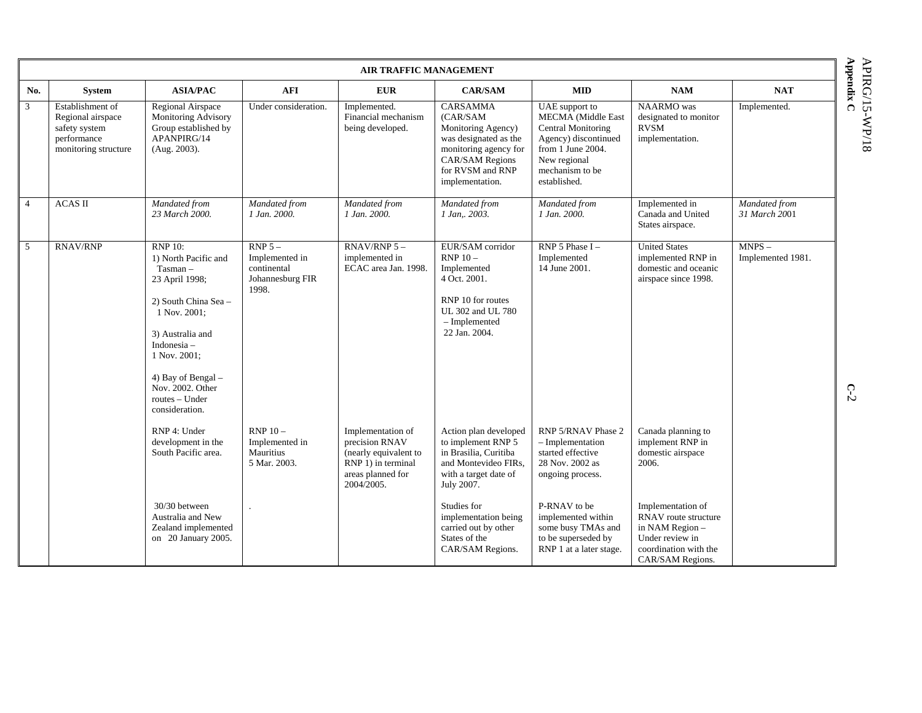| AIR TRAFFIC MANAGEMENT | | | | | | | | |
|---|---|---|---|---|---|---|---|---|
| **No.** | **System** | **ASIA/PAC** | **AFI** | **EUR** | **CAR/SAM** | **MID** | **NAM** | **NAT** |
| 3 | Establishment of Regional airspace safety system performance monitoring structure | Regional Airspace Monitoring Advisory Group established by APANPIRG/14 (Aug. 2003). | Under consideration. | Implemented. Financial mechanism being developed. | CARSAMMA (CAR/SAM Monitoring Agency) was designated as the monitoring agency for CAR/SAM Regions for RVSM and RNP implementation. | UAE support to MECMA (Middle East Central Monitoring Agency) discontinued from 1 June 2004. New regional mechanism to be established. | NAARMO was designated to monitor RVSM implementation. | Implemented. |
| 4 | ACAS II | *Mandated from 23 March 2000.* | *Mandated from 1 Jan. 2000.* | *Mandated from 1 Jan. 2000.* | *Mandated from 1 Jan,. 2003.* | *Mandated from 1 Jan. 2000.* | Implemented in Canada and United States airspace. | *Mandated from 31 March 2001* |
| 5 | RNAV/RNP | RNP 10:<br>1) North Pacific and Tasman – 23 April 1998;<br><br>2) South China Sea – 1 Nov. 2001;<br><br>3) Australia and Indonesia – 1 Nov. 2001;<br><br>4) Bay of Bengal – Nov. 2002. Other routes – Under consideration. | RNP 5 – Implemented in continental Johannesburg FIR 1998. | RNAV/RNP 5 – implemented in ECAC area Jan. 1998. | EUR/SAM corridor RNP 10 – Implemented 4 Oct. 2001.<br><br>RNP 10 for routes UL 302 and UL 780 – Implemented 22 Jan. 2004. | RNP 5 Phase I – Implemented 14 June 2001. | United States implemented RNP in domestic and oceanic airspace since 1998. | MNPS – Implemented 1981. |
| | | RNP 4: Under development in the South Pacific area. | RNP 10 – Implemented in Mauritius 5 Mar. 2003. | Implementation of precision RNAV (nearly equivalent to RNP 1) in terminal areas planned for 2004/2005. | Action plan developed to implement RNP 5 in Brasilia, Curitiba and Montevideo FIRs, with a target date of July 2007. | RNP 5/RNAV Phase 2 – Implementation started effective 28 Nov. 2002 as ongoing process. | Canada planning to implement RNP in domestic airspace 2006. | |
| | | 30/30 between Australia and New Zealand implemented on 20 January 2005. | . | | Studies for implementation being carried out by other States of the CAR/SAM Regions. | P-RNAV to be implemented within some busy TMAs and to be superseded by RNP 1 at a later stage. | Implementation of RNAV route structure in NAM Region – Under review in coordination with the CAR/SAM Regions. | |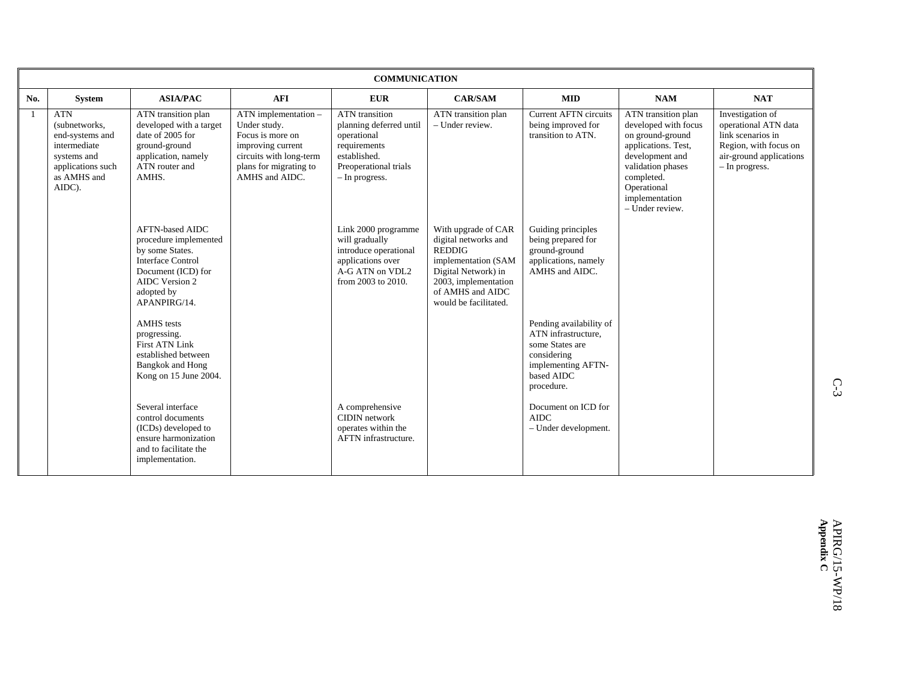| COMMUNICATION | | | | | | | | |
|---|---|---|---|---|---|---|---|---|
| No. | System | ASIA/PAC | AFI | EUR | CAR/SAM | MID | NAM | NAT |
| 1 | ATN (subnetworks, end-systems and intermediate systems and applications such as AMHS and AIDC). | ATN transition plan developed with a target date of 2005 for ground-ground application, namely ATN router and AMHS. | ATN implementation – Under study. Focus is more on improving current circuits with long-term plans for migrating to AMHS and AIDC. | ATN transition planning deferred until operational requirements established. Preoperational trials – In progress. | ATN transition plan – Under review. | Current AFTN circuits being improved for transition to ATN. | ATN transition plan developed with focus on ground-ground applications. Test, development and validation phases completed. Operational implementation – Under review. | Investigation of operational ATN data link scenarios in Region, with focus on air-ground applications – In progress. |
| | | AFTN-based AIDC procedure implemented by some States. Interface Control Document (ICD) for AIDC Version 2 adopted by APANPIRG/14. | | Link 2000 programme will gradually introduce operational applications over A-G ATN on VDL2 from 2003 to 2010. | With upgrade of CAR digital networks and REDDIG implementation (SAM Digital Network) in 2003, implementation of AMHS and AIDC would be facilitated. | Guiding principles being prepared for ground-ground applications, namely AMHS and AIDC. | | |
| | | AMHS tests progressing. First ATN Link established between Bangkok and Hong Kong on 15 June 2004. | | | | Pending availability of ATN infrastructure, some States are considering implementing AFTN-based AIDC procedure. | | |
| | | Several interface control documents (ICDs) developed to ensure harmonization and to facilitate the implementation. | | A comprehensive CIDIN network operates within the AFTN infrastructure. | | Document on ICD for AIDC – Under development. | | |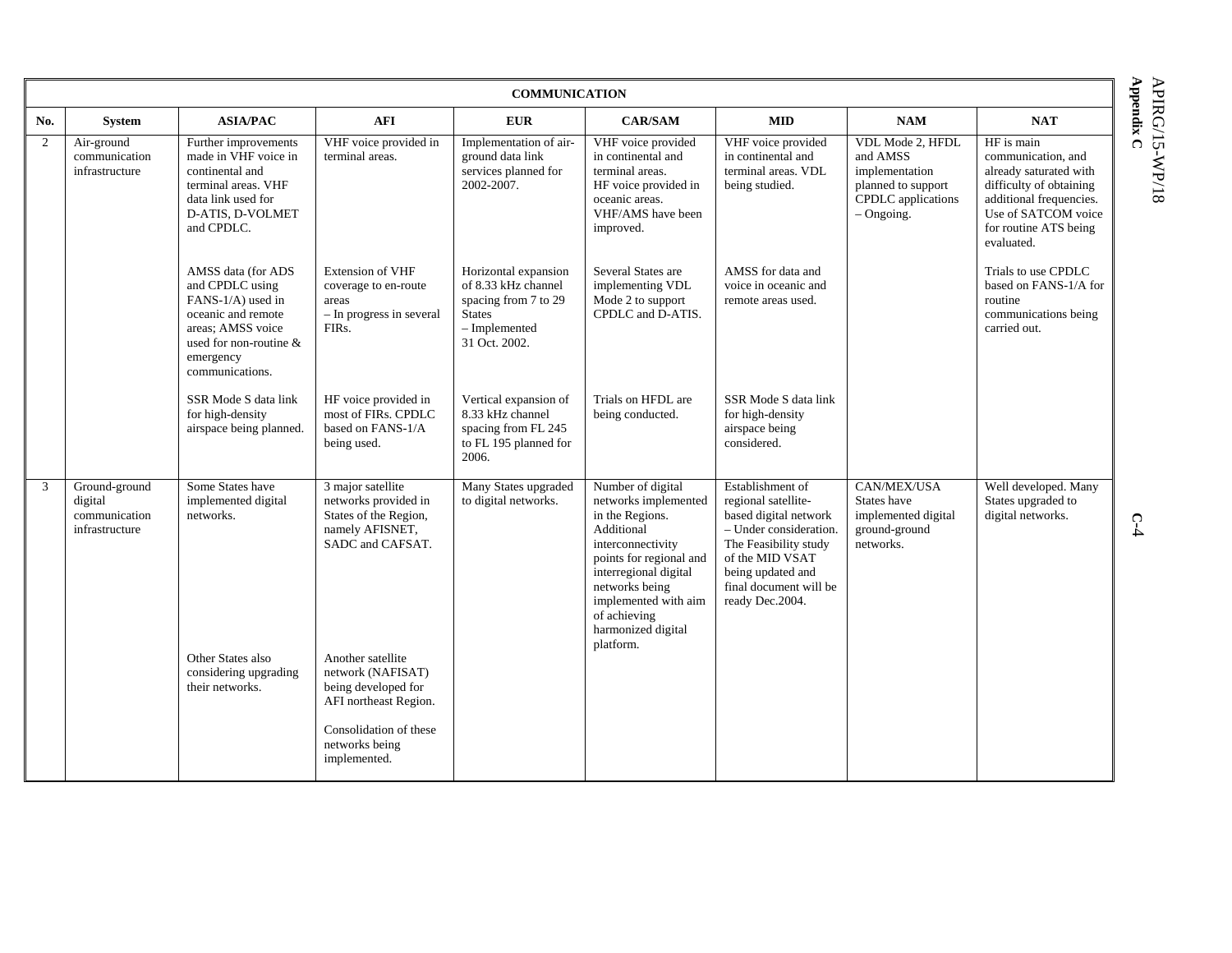| COMMUNICATION | | | | | | | | |
|---|---|---|---|---|---|---|---|---|
| No. | System | ASIA/PAC | AFI | EUR | CAR/SAM | MID | NAM | NAT |
| 2 | Air-ground communication infrastructure | Further improvements made in VHF voice in continental and terminal areas. VHF data link used for D-ATIS, D-VOLMET and CPDLC.<br><br>AMSS data (for ADS and CPDLC using FANS-1/A) used in oceanic and remote areas; AMSS voice used for non-routine & emergency communications.<br><br>SSR Mode S data link for high-density airspace being planned. | VHF voice provided in terminal areas.<br><br>Extension of VHF coverage to en-route areas – In progress in several FIRs.<br><br>HF voice provided in most of FIRs. CPDLC based on FANS-1/A being used. | Implementation of air-ground data link services planned for 2002-2007.<br><br>Horizontal expansion of 8.33 kHz channel spacing from 7 to 29 States – Implemented 31 Oct. 2002.<br><br>Vertical expansion of 8.33 kHz channel spacing from FL 245 to FL 195 planned for 2006. | VHF voice provided in continental and terminal areas. HF voice provided in oceanic areas. VHF/AMS have been improved.<br><br>Several States are implementing VDL Mode 2 to support CPDLC and D-ATIS.<br><br>Trials on HFDL are being conducted. | VHF voice provided in continental and terminal areas. VDL being studied.<br><br>AMSS for data and voice in oceanic and remote areas used.<br><br>SSR Mode S data link for high-density airspace being considered. | VDL Mode 2, HFDL and AMSS implementation planned to support CPDLC applications – Ongoing. | HF is main communication, and already saturated with difficulty of obtaining additional frequencies. Use of SATCOM voice for routine ATS being evaluated.<br><br>Trials to use CPDLC based on FANS-1/A for routine communications being carried out. |
| 3 | Ground-ground digital communication infrastructure | Some States have implemented digital networks.<br><br>Other States also considering upgrading their networks. | 3 major satellite networks provided in States of the Region, namely AFISNET, SADC and CAFSAT.<br><br>Another satellite network (NAFISAT) being developed for AFI northeast Region.<br><br>Consolidation of these networks being implemented. | Many States upgraded to digital networks. | Number of digital networks implemented in the Regions. Additional interconnectivity points for regional and interregional digital networks being implemented with aim of achieving harmonized digital platform. | Establishment of regional satellite-based digital network – Under consideration. The Feasibility study of the MID VSAT being updated and final document will be ready Dec.2004. | CAN/MEX/USA States have implemented digital ground-ground networks. | Well developed. Many States upgraded to digital networks. |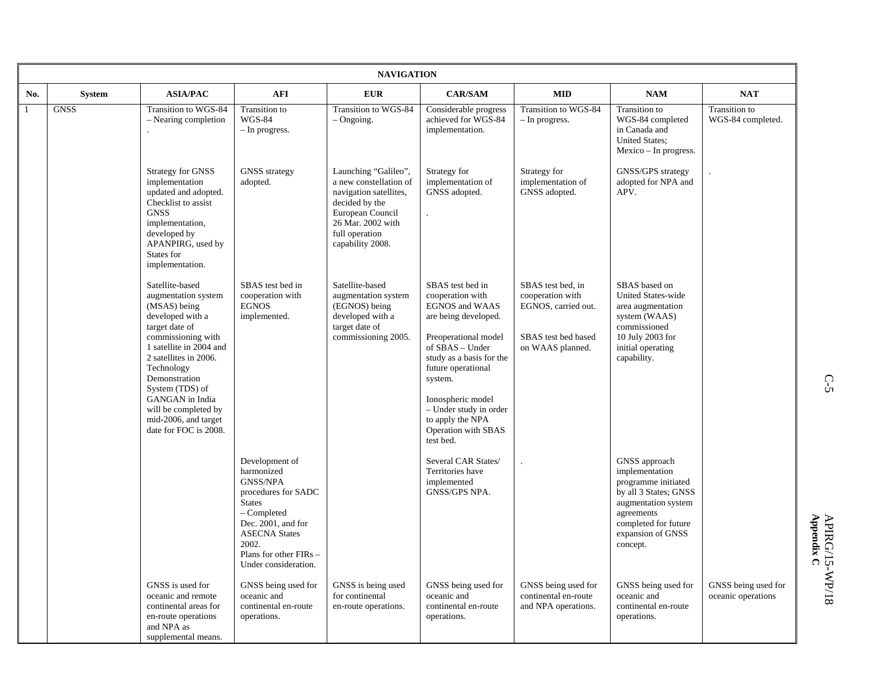| NAVIGATION | | | | | | | | |
|---|---|---|---|---|---|---|---|---|
| **No.** | **System** | **ASIA/PAC** | **AFI** | **EUR** | **CAR/SAM** | **MID** | **NAM** | **NAT** |
| 1 | GNSS | Transition to WGS-84 – Nearing completion . | Transition to WGS-84 – In progress. | Transition to WGS-84 – Ongoing. | Considerable progress achieved for WGS-84 implementation. | Transition to WGS-84 – In progress. | Transition to WGS-84 completed in Canada and United States; Mexico – In progress. | Transition to WGS-84 completed. |
| | | Strategy for GNSS implementation updated and adopted. Checklist to assist GNSS implementation, developed by APANPIRG, used by States for implementation. | GNSS strategy adopted. | Launching "Galileo", a new constellation of navigation satellites, decided by the European Council 26 Mar. 2002 with full operation capability 2008. | Strategy for implementation of GNSS adopted. . | Strategy for implementation of GNSS adopted. | GNSS/GPS strategy adopted for NPA and APV. | . |
| | | Satellite-based augmentation system (MSAS) being developed with a target date of commissioning with 1 satellite in 2004 and 2 satellites in 2006. Technology Demonstration System (TDS) of GANGAN in India will be completed by mid-2006, and target date for FOC is 2008. | SBAS test bed in cooperation with EGNOS implemented. | Satellite-based augmentation system (EGNOS) being developed with a target date of commissioning 2005. | SBAS test bed in cooperation with EGNOS and WAAS are being developed.<br><br>Preoperational model of SBAS – Under study as a basis for the future operational system.<br><br>Ionospheric model – Under study in order to apply the NPA Operation with SBAS test bed. | SBAS test bed, in cooperation with EGNOS, carried out.<br><br>SBAS test bed based on WAAS planned. | SBAS based on United States-wide area augmentation system (WAAS) commissioned 10 July 2003 for initial operating capability. | |
| | | | Development of harmonized GNSS/NPA procedures for SADC States – Completed Dec. 2001, and for ASECNA States 2002. Plans for other FIRs – Under consideration. | | Several CAR States/ Territories have implemented GNSS/GPS NPA. | . | GNSS approach implementation programme initiated by all 3 States; GNSS augmentation system agreements completed for future expansion of GNSS concept. | |
| | | GNSS is used for oceanic and remote continental areas for en-route operations and NPA as supplemental means. | GNSS being used for oceanic and continental en-route operations. | GNSS is being used for continental en-route operations. | GNSS being used for oceanic and continental en-route operations. | GNSS being used for continental en-route and NPA operations. | GNSS being used for oceanic and continental en-route operations. | GNSS being used for oceanic operations |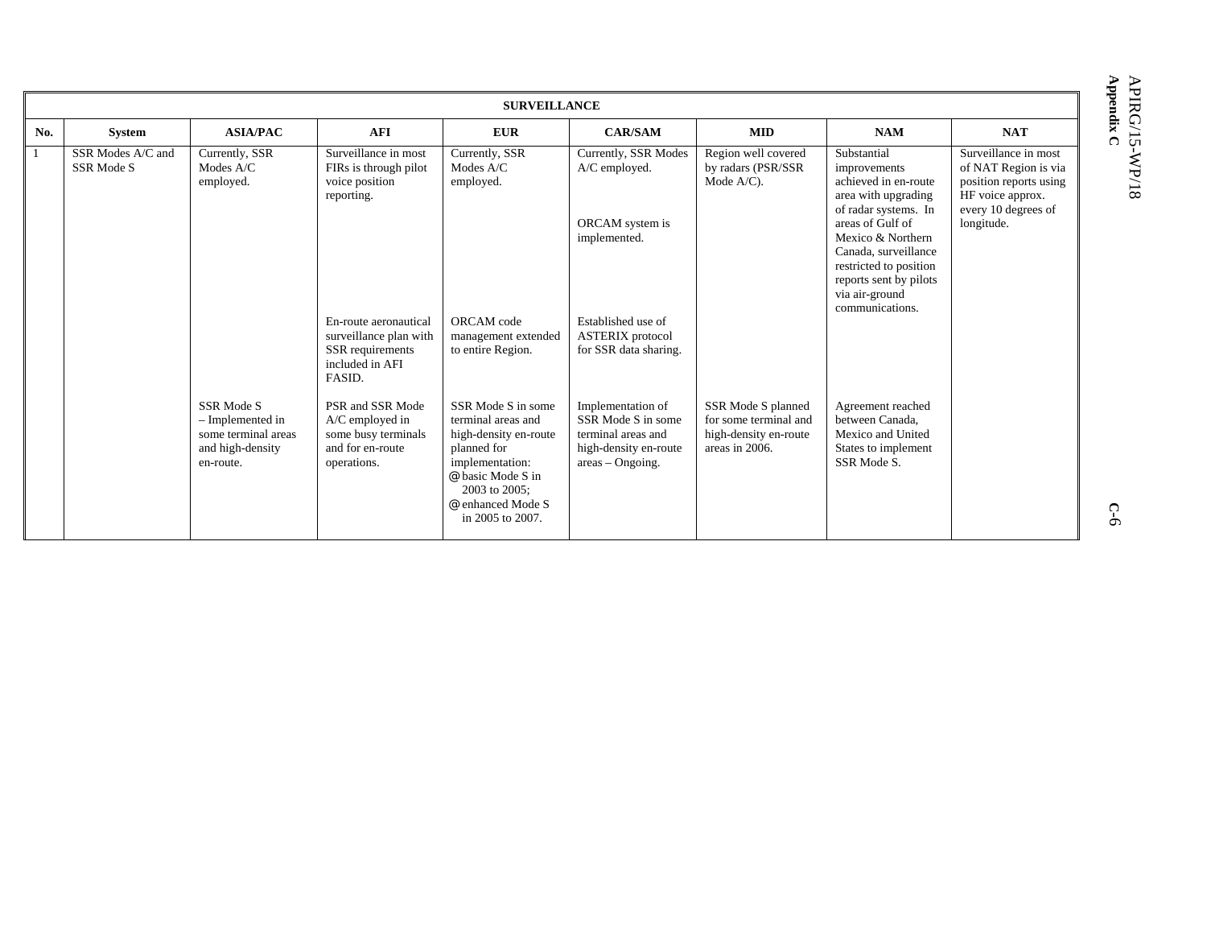| SURVEILLANCE | | | | | | | | |
|---|---|---|---|---|---|---|---|---|
| **No.** | **System** | **ASIA/PAC** | **AFI** | **EUR** | **CAR/SAM** | **MID** | **NAM** | **NAT** |
| 1 | SSR Modes A/C and SSR Mode S | Currently, SSR Modes A/C employed. | Surveillance in most FIRs is through pilot voice position reporting. | Currently, SSR Modes A/C employed. | Currently, SSR Modes A/C employed.<br><br>ORCAM system is implemented. | Region well covered by radars (PSR/SSR Mode A/C). | Substantial improvements achieved in en-route area with upgrading of radar systems. In areas of Gulf of Mexico & Northern Canada, surveillance restricted to position reports sent by pilots via air-ground communications. | Surveillance in most of NAT Region is via position reports using HF voice approx. every 10 degrees of longitude. |
| | | | En-route aeronautical surveillance plan with SSR requirements included in AFI FASID. | ORCAM code management extended to entire Region. | Established use of ASTERIX protocol for SSR data sharing. | | | |
| | | SSR Mode S – Implemented in some terminal areas and high-density en-route. | PSR and SSR Mode A/C employed in some busy terminals and for en-route operations. | SSR Mode S in some terminal areas and high-density en-route planned for implementation:<br>@ basic Mode S in 2003 to 2005;<br>@ enhanced Mode S in 2005 to 2007. | Implementation of SSR Mode S in some terminal areas and high-density en-route areas – Ongoing. | SSR Mode S planned for some terminal and high-density en-route areas in 2006. | Agreement reached between Canada, Mexico and United States to implement SSR Mode S. | |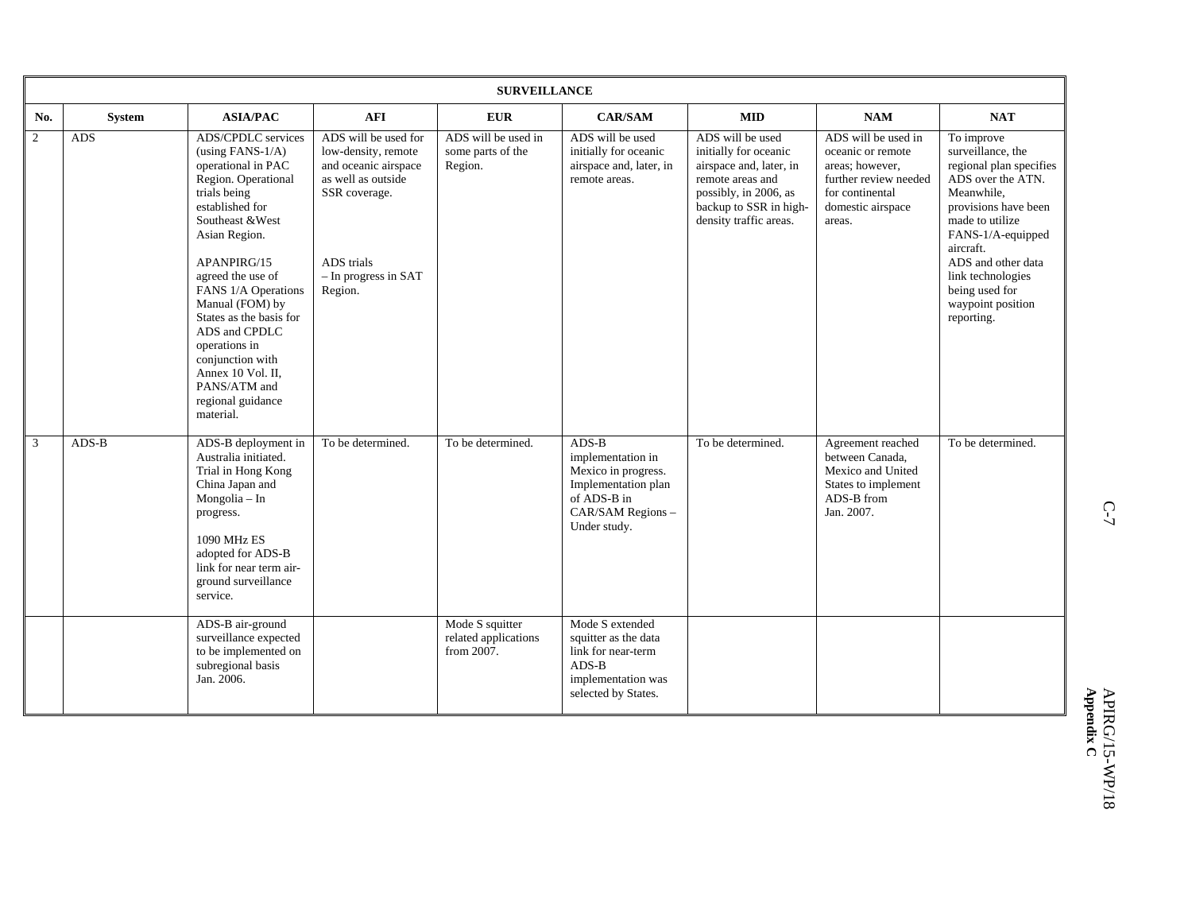| SURVEILLANCE | | | | | | | | |
|---|---|---|---|---|---|---|---|---|
| **No.** | **System** | **ASIA/PAC** | **AFI** | **EUR** | **CAR/SAM** | **MID** | **NAM** | **NAT** |
| 2 | ADS | ADS/CPDLC services (using FANS-1/A) operational in PAC Region. Operational trials being established for Southeast &West Asian Region.<br><br>APANPIRG/15 agreed the use of FANS 1/A Operations Manual (FOM) by States as the basis for ADS and CPDLC operations in conjunction with Annex 10 Vol. II, PANS/ATM and regional guidance material. | ADS will be used for low-density, remote and oceanic airspace as well as outside SSR coverage.<br><br>ADS trials – In progress in SAT Region. | ADS will be used in some parts of the Region. | ADS will be used initially for oceanic airspace and, later, in remote areas. | ADS will be used initially for oceanic airspace and, later, in remote areas and possibly, in 2006, as backup to SSR in high-density traffic areas. | ADS will be used in oceanic or remote areas; however, further review needed for continental domestic airspace areas. | To improve surveillance, the regional plan specifies ADS over the ATN. Meanwhile, provisions have been made to utilize FANS-1/A-equipped aircraft.<br>ADS and other data link technologies being used for waypoint position reporting. |
| 3 | ADS-B | ADS-B deployment in Australia initiated. Trial in Hong Kong China Japan and Mongolia – In progress.<br><br>1090 MHz ES adopted for ADS-B link for near term air-ground surveillance service. | To be determined. | To be determined. | ADS-B implementation in Mexico in progress. Implementation plan of ADS-B in CAR/SAM Regions – Under study. | To be determined. | Agreement reached between Canada, Mexico and United States to implement ADS-B from Jan. 2007. | To be determined. |
| | | ADS-B air-ground surveillance expected to be implemented on subregional basis Jan. 2006. | | Mode S squitter related applications from 2007. | Mode S extended squitter as the data link for near-term ADS-B implementation was selected by States. | | | |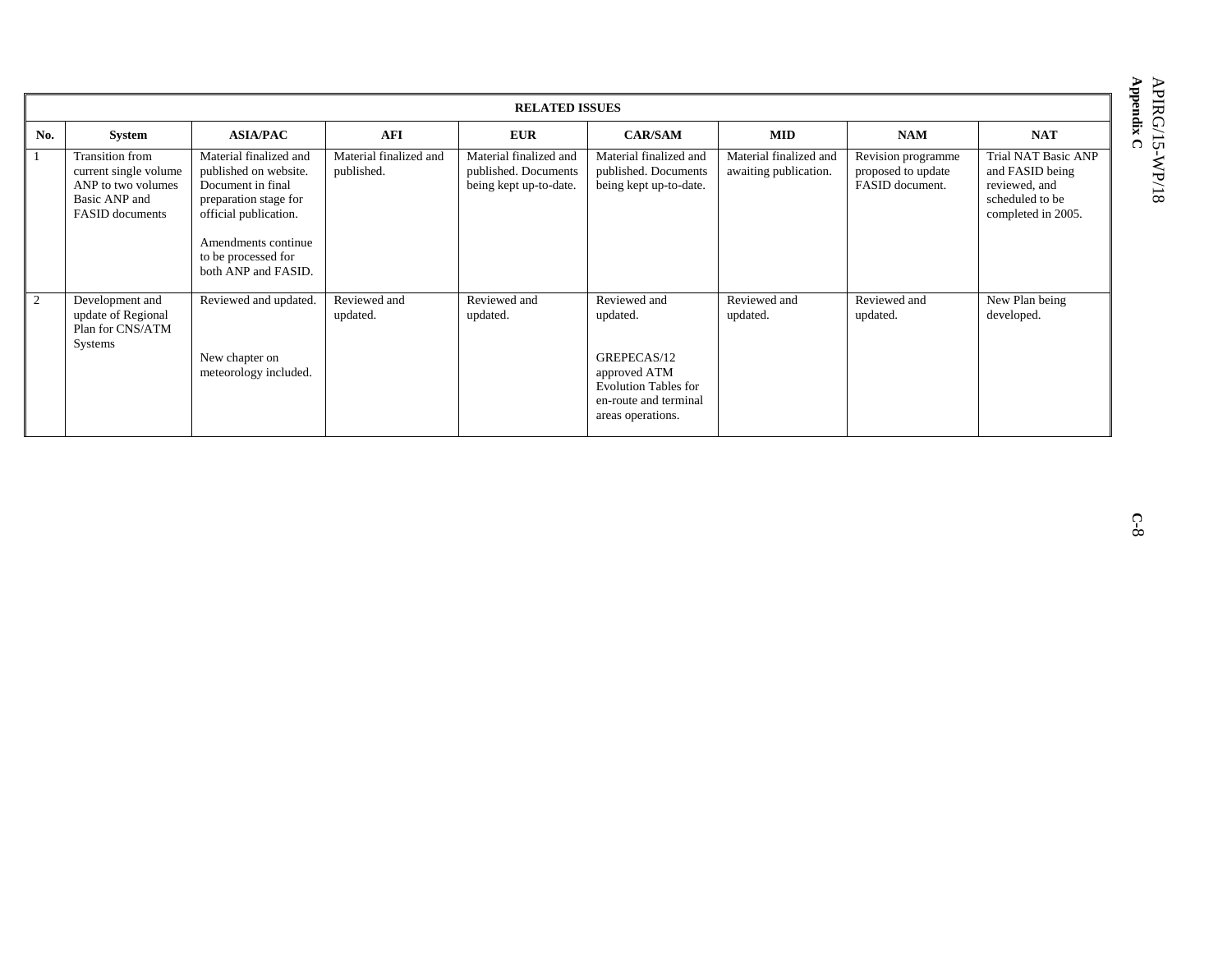| RELATED ISSUES | | | | | | | | |
|---|---|---|---|---|---|---|---|---|
| **No.** | **System** | **ASIA/PAC** | **AFI** | **EUR** | **CAR/SAM** | **MID** | **NAM** | **NAT** |
| 1 | Transition from current single volume ANP to two volumes Basic ANP and FASID documents | Material finalized and published on website. Document in final preparation stage for official publication.<br><br>Amendments continue to be processed for both ANP and FASID. | Material finalized and published. | Material finalized and published. Documents being kept up-to-date. | Material finalized and published. Documents being kept up-to-date. | Material finalized and awaiting publication. | Revision programme proposed to update FASID document. | Trial NAT Basic ANP and FASID being reviewed, and scheduled to be completed in 2005. |
| 2 | Development and update of Regional Plan for CNS/ATM Systems | Reviewed and updated.<br><br>New chapter on meteorology included. | Reviewed and updated. | Reviewed and updated. | Reviewed and updated.<br><br>GREPECAS/12 approved ATM Evolution Tables for en-route and terminal areas operations. | Reviewed and updated. | Reviewed and updated. | New Plan being developed. |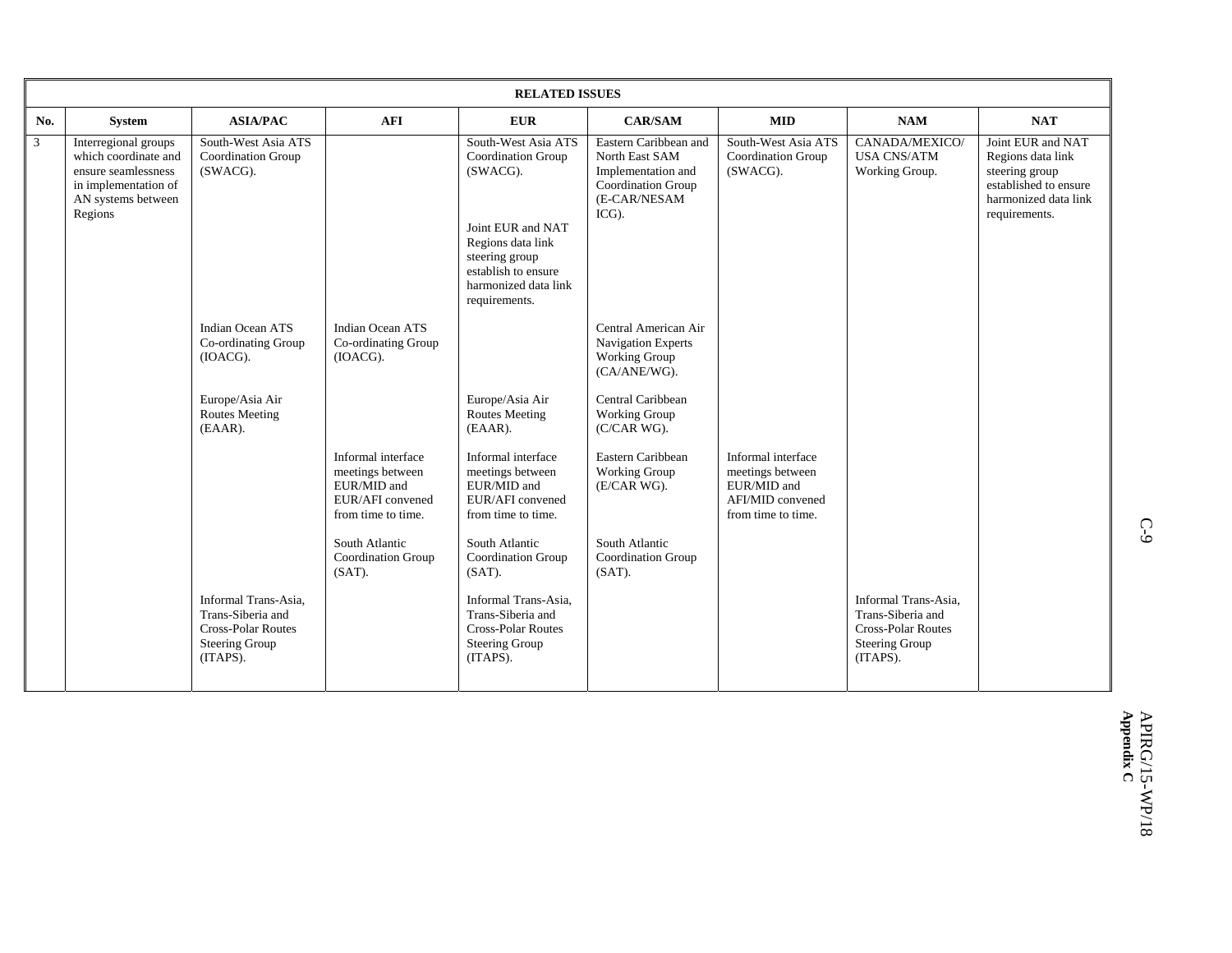| RELATED ISSUES | | | | | | | | |
|---|---|---|---|---|---|---|---|---|
| **No.** | **System** | **ASIA/PAC** | **AFI** | **EUR** | **CAR/SAM** | **MID** | **NAM** | **NAT** |
| 3 | Interregional groups which coordinate and ensure seamlessness in implementation of AN systems between Regions | South-West Asia ATS Coordination Group (SWACG). | | South-West Asia ATS Coordination Group (SWACG).<br><br>Joint EUR and NAT Regions data link steering group establish to ensure harmonized data link requirements. | Eastern Caribbean and North East SAM Implementation and Coordination Group (E-CAR/NESAM ICG). | South-West Asia ATS Coordination Group (SWACG). | CANADA/MEXICO/ USA CNS/ATM Working Group. | Joint EUR and NAT Regions data link steering group established to ensure harmonized data link requirements. |
| | | Indian Ocean ATS Co-ordinating Group (IOACG). | Indian Ocean ATS Co-ordinating Group (IOACG). | | Central American Air Navigation Experts Working Group (CA/ANE/WG). | | | |
| | | Europe/Asia Air Routes Meeting (EAAR). | | Europe/Asia Air Routes Meeting (EAAR). | Central Caribbean Working Group (C/CAR WG). | | | |
| | | | Informal interface meetings between EUR/MID and EUR/AFI convened from time to time. | Informal interface meetings between EUR/MID and EUR/AFI convened from time to time. | Eastern Caribbean Working Group (E/CAR WG). | Informal interface meetings between EUR/MID and AFI/MID convened from time to time. | | |
| | | | South Atlantic Coordination Group (SAT). | South Atlantic Coordination Group (SAT). | South Atlantic Coordination Group (SAT). | | | |
| | | Informal Trans-Asia, Trans-Siberia and Cross-Polar Routes Steering Group (ITAPS). | | Informal Trans-Asia, Trans-Siberia and Cross-Polar Routes Steering Group (ITAPS). | | | Informal Trans-Asia, Trans-Siberia and Cross-Polar Routes Steering Group (ITAPS). | |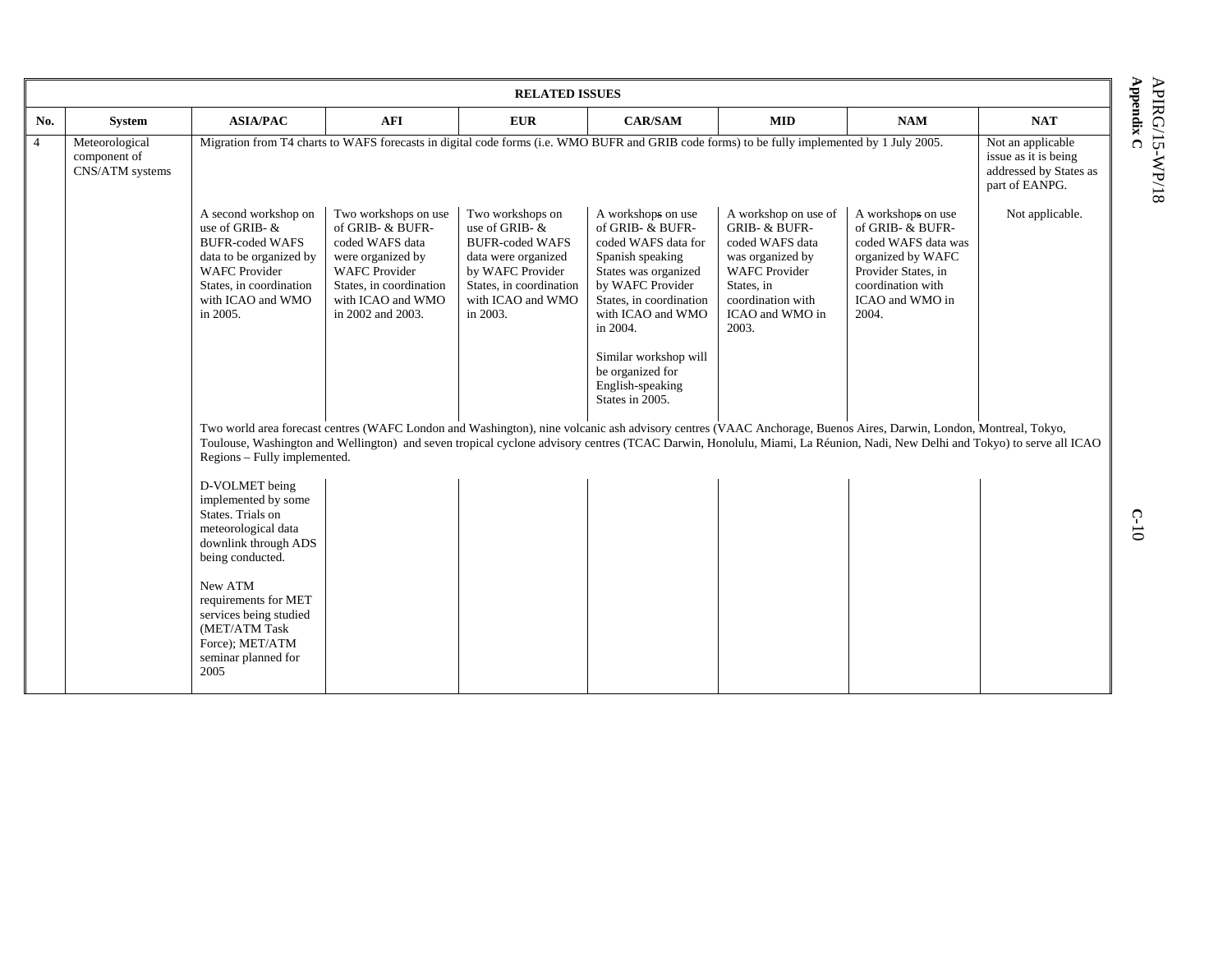| RELATED ISSUES | | | | | | | | |
|---|---|---|---|---|---|---|---|---|
| **No.** | **System** | **ASIA/PAC** | **AFI** | **EUR** | **CAR/SAM** | **MID** | **NAM** | **NAT** |
| 4 | Meteorological component of CNS/ATM systems | Migration from T4 charts to WAFS forecasts in digital code forms (i.e. WMO BUFR and GRIB code forms) to be fully implemented by 1 July 2005. | | | | | | Not an applicable issue as it is being addressed by States as part of EANPG. |
| | | A second workshop on use of GRIB- & BUFR-coded WAFS data to be organized by WAFC Provider States, in coordination with ICAO and WMO in 2005. | Two workshops on use of GRIB- & BUFR-coded WAFS data were organized by WAFC Provider States, in coordination with ICAO and WMO in 2002 and 2003. | Two workshops on use of GRIB- & BUFR-coded WAFS data were organized by WAFC Provider States, in coordination with ICAO and WMO in 2003. | A workshops on use of GRIB- & BUFR-coded WAFS data for Spanish speaking States was organized by WAFC Provider States, in coordination with ICAO and WMO in 2004.<br><br>Similar workshop will be organized for English-speaking States in 2005. | A workshop on use of GRIB- & BUFR-coded WAFS data was organized by WAFC Provider States, in coordination with ICAO and WMO in 2003. | A workshops on use of GRIB- & BUFR-coded WAFS data was organized by WAFC Provider States, in coordination with ICAO and WMO in 2004. | Not applicable. |
| | | Two world area forecast centres (WAFC London and Washington), nine volcanic ash advisory centres (VAAC Anchorage, Buenos Aires, Darwin, London, Montreal, Tokyo, Toulouse, Washington and Wellington) and seven tropical cyclone advisory centres (TCAC Darwin, Honolulu, Miami, La Réunion, Nadi, New Delhi and Tokyo) to serve all ICAO Regions – Fully implemented. | | | | | | |
| | | D-VOLMET being implemented by some States. Trials on meteorological data downlink through ADS being conducted.<br><br>New ATM requirements for MET services being studied (MET/ATM Task Force); MET/ATM seminar planned for 2005 | | | | | | |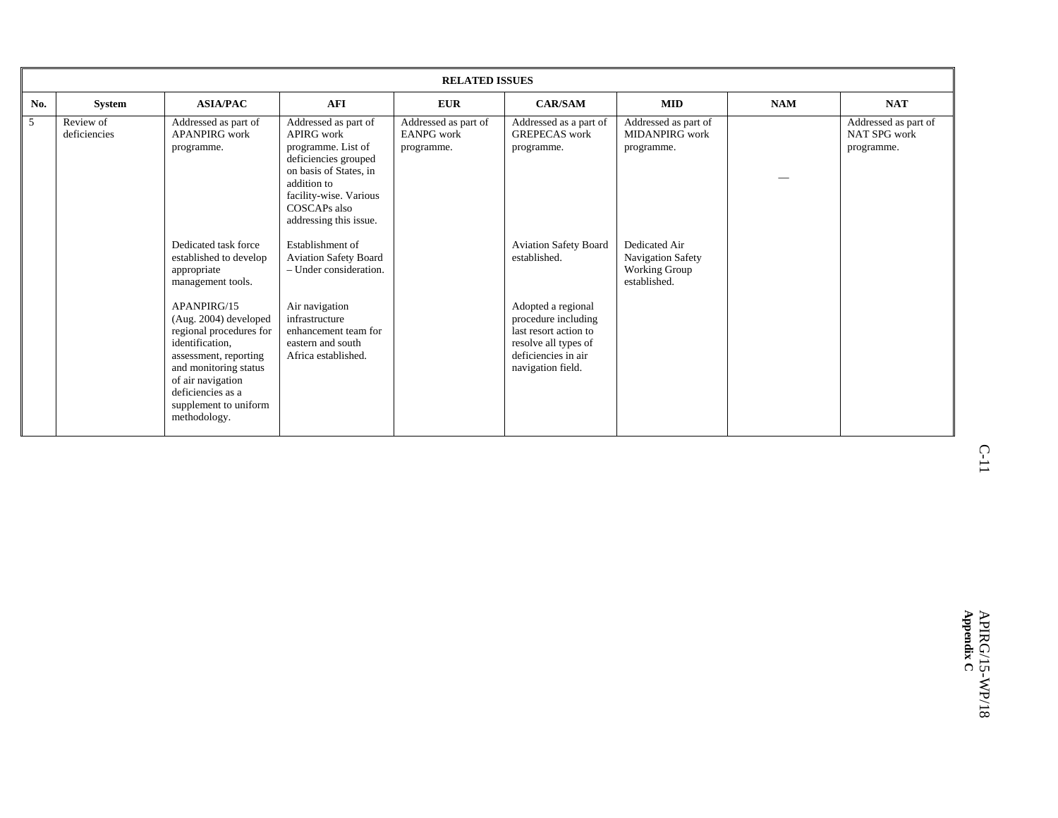| RELATED ISSUES | | | | | | | | |
|---|---|---|---|---|---|---|---|---|
| **No.** | **System** | **ASIA/PAC** | **AFI** | **EUR** | **CAR/SAM** | **MID** | **NAM** | **NAT** |
| 5 | Review of deficiencies | Addressed as part of APANPIRG work programme.<br><br>Dedicated task force established to develop appropriate management tools.<br><br>APANPIRG/15 (Aug. 2004) developed regional procedures for identification, assessment, reporting and monitoring status of air navigation deficiencies as a supplement to uniform methodology. | Addressed as part of APIRG work programme. List of deficiencies grouped on basis of States, in addition to facility-wise. Various COSCAPs also addressing this issue.<br><br>Establishment of Aviation Safety Board – Under consideration.<br><br>Air navigation infrastructure enhancement team for eastern and south Africa established. | Addressed as part of EANPG work programme. | Addressed as a part of GREPECAS work programme.<br><br>Aviation Safety Board established.<br><br>Adopted a regional procedure including last resort action to resolve all types of deficiencies in air navigation field. | Addressed as part of MIDANPIRG work programme.<br><br>Dedicated Air Navigation Safety Working Group established. | — | Addressed as part of NAT SPG work programme. |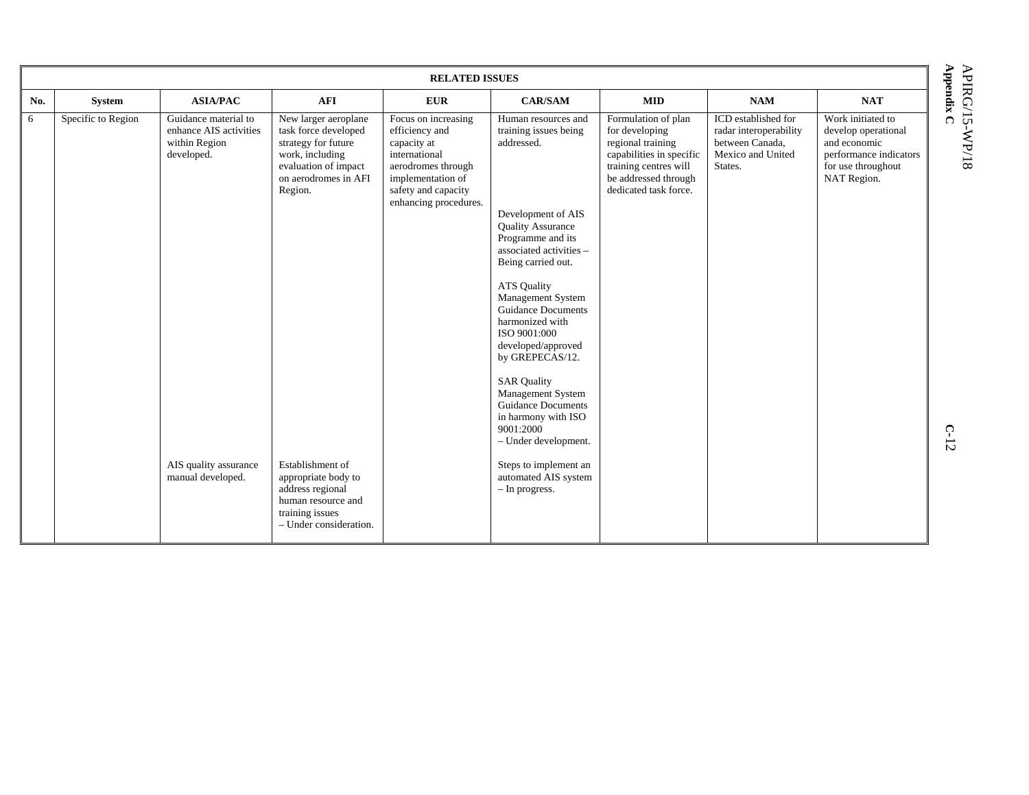| RELATED ISSUES | | | | | | | | |
|---|---|---|---|---|---|---|---|---|
| **No.** | **System** | **ASIA/PAC** | **AFI** | **EUR** | **CAR/SAM** | **MID** | **NAM** | **NAT** |
| 6 | Specific to Region | Guidance material to enhance AIS activities within Region developed.<br><br>AIS quality assurance manual developed. | New larger aeroplane task force developed strategy for future work, including evaluation of impact on aerodromes in AFI Region.<br><br>Establishment of appropriate body to address regional human resource and training issues – Under consideration. | Focus on increasing efficiency and capacity at international aerodromes through implementation of safety and capacity enhancing procedures. | Human resources and training issues being addressed.<br><br>Development of AIS Quality Assurance Programme and its associated activities – Being carried out.<br><br>ATS Quality Management System Guidance Documents harmonized with ISO 9001:000 developed/approved by GREPECAS/12.<br><br>SAR Quality Management System Guidance Documents in harmony with ISO 9001:2000 – Under development.<br><br>Steps to implement an automated AIS system – In progress. | Formulation of plan for developing regional training capabilities in specific training centres will be addressed through dedicated task force. | ICD established for radar interoperability between Canada, Mexico and United States. | Work initiated to develop operational and economic performance indicators for use throughout NAT Region. |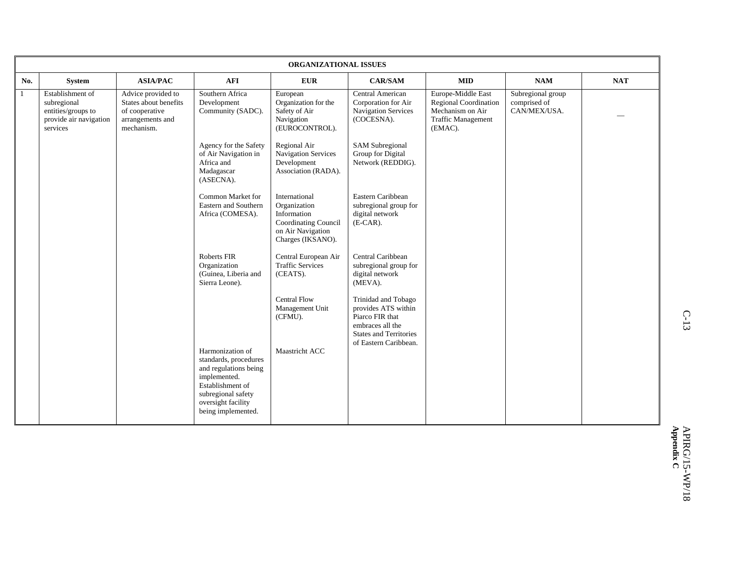| ORGANIZATIONAL ISSUES | | | | | | | | |
|---|---|---|---|---|---|---|---|---|
| **No.** | **System** | **ASIA/PAC** | **AFI** | **EUR** | **CAR/SAM** | **MID** | **NAM** | **NAT** |
| 1 | Establishment of subregional entities/groups to provide air navigation services | Advice provided to States about benefits of cooperative arrangements and mechanism. | Southern Africa Development Community (SADC).<br><br>Agency for the Safety of Air Navigation in Africa and Madagascar (ASECNA).<br><br>Common Market for Eastern and Southern Africa (COMESA).<br><br>Roberts FIR Organization (Guinea, Liberia and Sierra Leone).<br><br>Harmonization of standards, procedures and regulations being implemented. Establishment of subregional safety oversight facility being implemented. | European Organization for the Safety of Air Navigation (EUROCONTROL).<br><br>Regional Air Navigation Services Development Association (RADA).<br><br>International Organization Information Coordinating Council on Air Navigation Charges (IKSANO).<br><br>Central European Air Traffic Services (CEATS).<br><br>Central Flow Management Unit (CFMU).<br><br>Maastricht ACC | Central American Corporation for Air Navigation Services (COCESNA).<br><br>SAM Subregional Group for Digital Network (REDDIG).<br><br>Eastern Caribbean subregional group for digital network (E-CAR).<br><br>Central Caribbean subregional group for digital network (MEVA).<br><br>Trinidad and Tobago provides ATS within Piarco FIR that embraces all the States and Territories of Eastern Caribbean. | Europe-Middle East Regional Coordination Mechanism on Air Traffic Management (EMAC). | Subregional group comprised of CAN/MEX/USA. | — |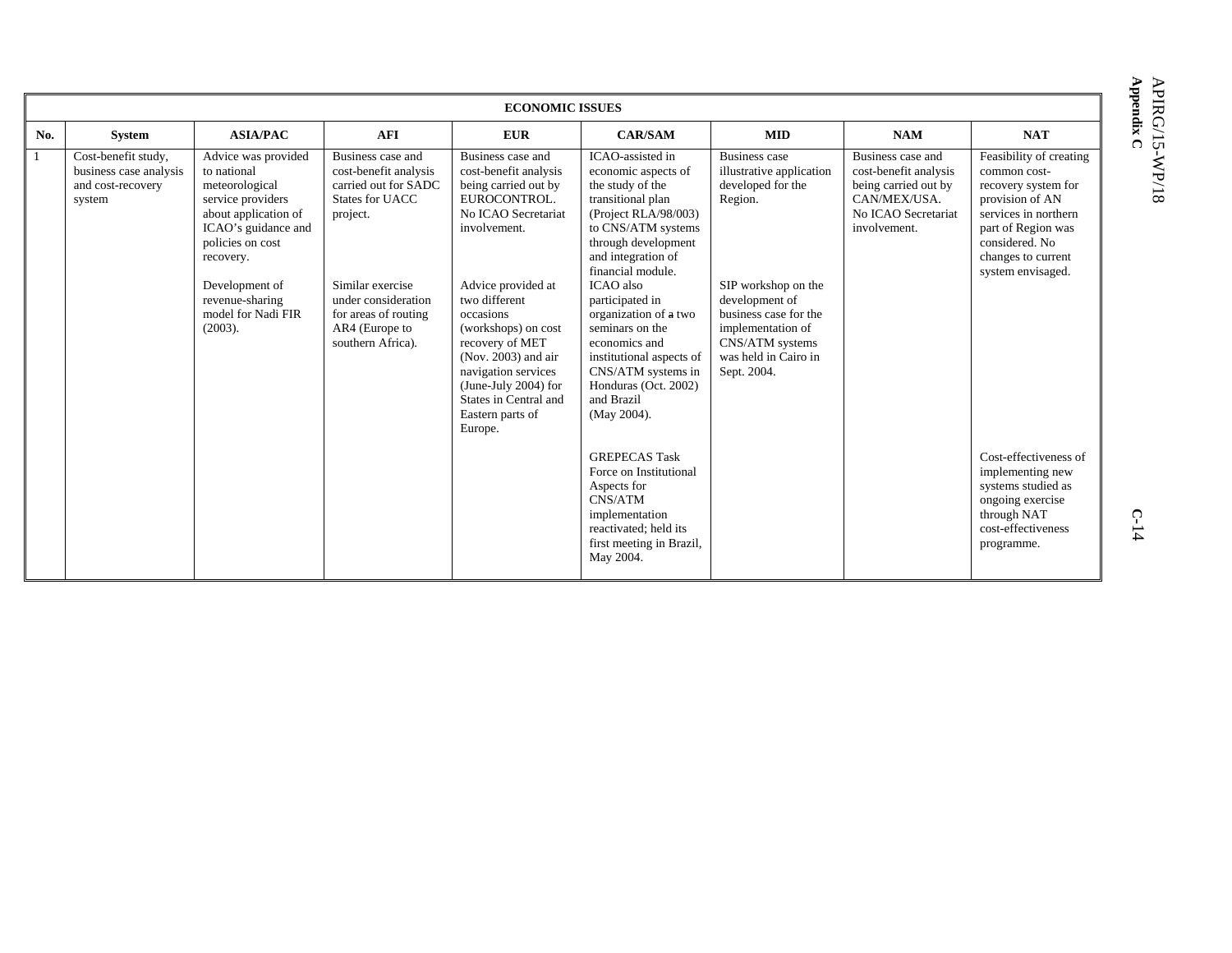| ECONOMIC ISSUES | | | | | | | | |
|---|---|---|---|---|---|---|---|---|
| **No.** | **System** | **ASIA/PAC** | **AFI** | **EUR** | **CAR/SAM** | **MID** | **NAM** | **NAT** |
| 1 | Cost-benefit study, business case analysis and cost-recovery system | Advice was provided to national meteorological service providers about application of ICAO's guidance and policies on cost recovery.<br><br>Development of revenue-sharing model for Nadi FIR (2003). | Business case and cost-benefit analysis carried out for SADC States for UACC project.<br><br>Similar exercise under consideration for areas of routing AR4 (Europe to southern Africa). | Business case and cost-benefit analysis being carried out by EUROCONTROL. No ICAO Secretariat involvement.<br><br>Advice provided at two different occasions (workshops) on cost recovery of MET (Nov. 2003) and air navigation services (June-July 2004) for States in Central and Eastern parts of Europe. | ICAO-assisted in economic aspects of the study of the transitional plan (Project RLA/98/003) to CNS/ATM systems through development and integration of financial module.<br>ICAO also participated in organization of a two seminars on the economics and institutional aspects of CNS/ATM systems in Honduras (Oct. 2002) and Brazil (May 2004).<br><br>GREPECAS Task Force on Institutional Aspects for CNS/ATM implementation reactivated; held its first meeting in Brazil, May 2004. | Business case illustrative application developed for the Region.<br><br>SIP workshop on the development of business case for the implementation of CNS/ATM systems was held in Cairo in Sept. 2004. | Business case and cost-benefit analysis being carried out by CAN/MEX/USA. No ICAO Secretariat involvement. | Feasibility of creating common cost-recovery system for provision of AN services in northern part of Region was considered. No changes to current system envisaged.<br><br>Cost-effectiveness of implementing new systems studied as ongoing exercise through NAT cost-effectiveness programme. |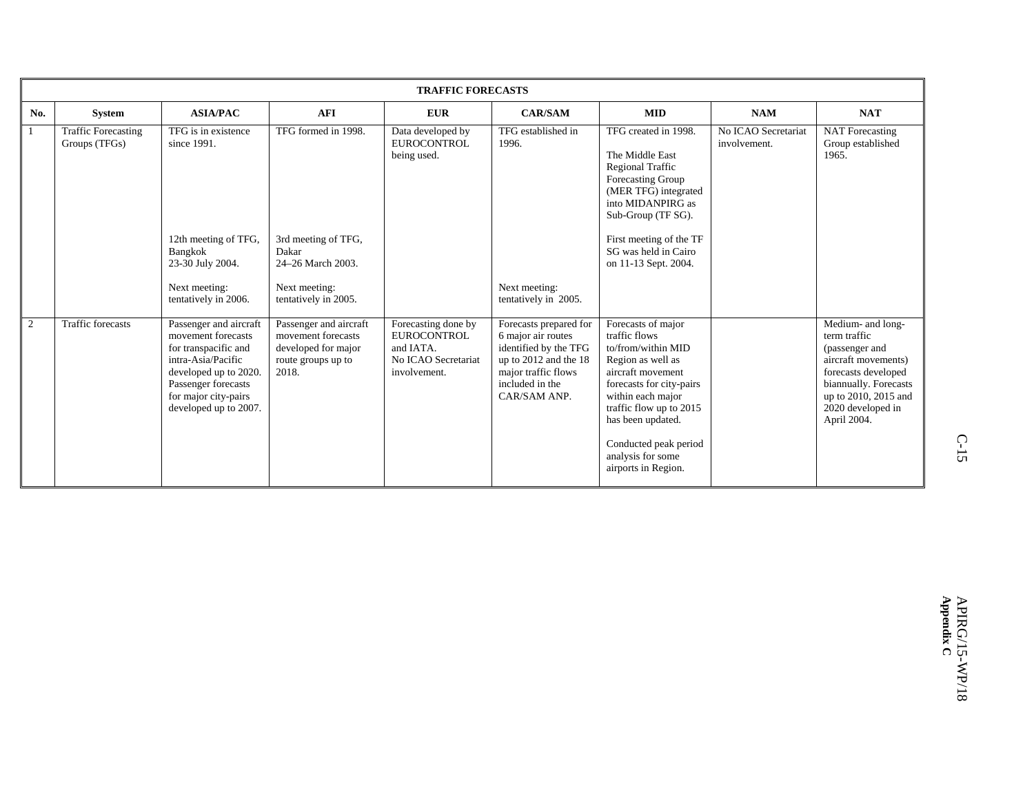| TRAFFIC FORECASTS | | | | | | | | |
|---|---|---|---|---|---|---|---|---|
| **No.** | **System** | **ASIA/PAC** | **AFI** | **EUR** | **CAR/SAM** | **MID** | **NAM** | **NAT** |
| 1 | Traffic Forecasting Groups (TFGs) | TFG is in existence since 1991.<br><br>12th meeting of TFG, Bangkok 23-30 July 2004.<br><br>Next meeting: tentatively in 2006. | TFG formed in 1998.<br><br>3rd meeting of TFG, Dakar 24–26 March 2003.<br><br>Next meeting: tentatively in 2005. | Data developed by EUROCONTROL being used. | TFG established in 1996.<br><br>Next meeting: tentatively in 2005. | TFG created in 1998.<br><br>The Middle East Regional Traffic Forecasting Group (MER TFG) integrated into MIDANPIRG as Sub-Group (TF SG).<br><br>First meeting of the TF SG was held in Cairo on 11-13 Sept. 2004. | No ICAO Secretariat involvement. | NAT Forecasting Group established 1965. |
| 2 | Traffic forecasts | Passenger and aircraft movement forecasts for transpacific and intra-Asia/Pacific developed up to 2020. Passenger forecasts for major city-pairs developed up to 2007. | Passenger and aircraft movement forecasts developed for major route groups up to 2018. | Forecasting done by EUROCONTROL and IATA. No ICAO Secretariat involvement. | Forecasts prepared for 6 major air routes identified by the TFG up to 2012 and the 18 major traffic flows included in the CAR/SAM ANP. | Forecasts of major traffic flows to/from/within MID Region as well as aircraft movement forecasts for city-pairs within each major traffic flow up to 2015 has been updated.<br><br>Conducted peak period analysis for some airports in Region. | | Medium- and long-term traffic (passenger and aircraft movements) forecasts developed biannually. Forecasts up to 2010, 2015 and 2020 developed in April 2004. |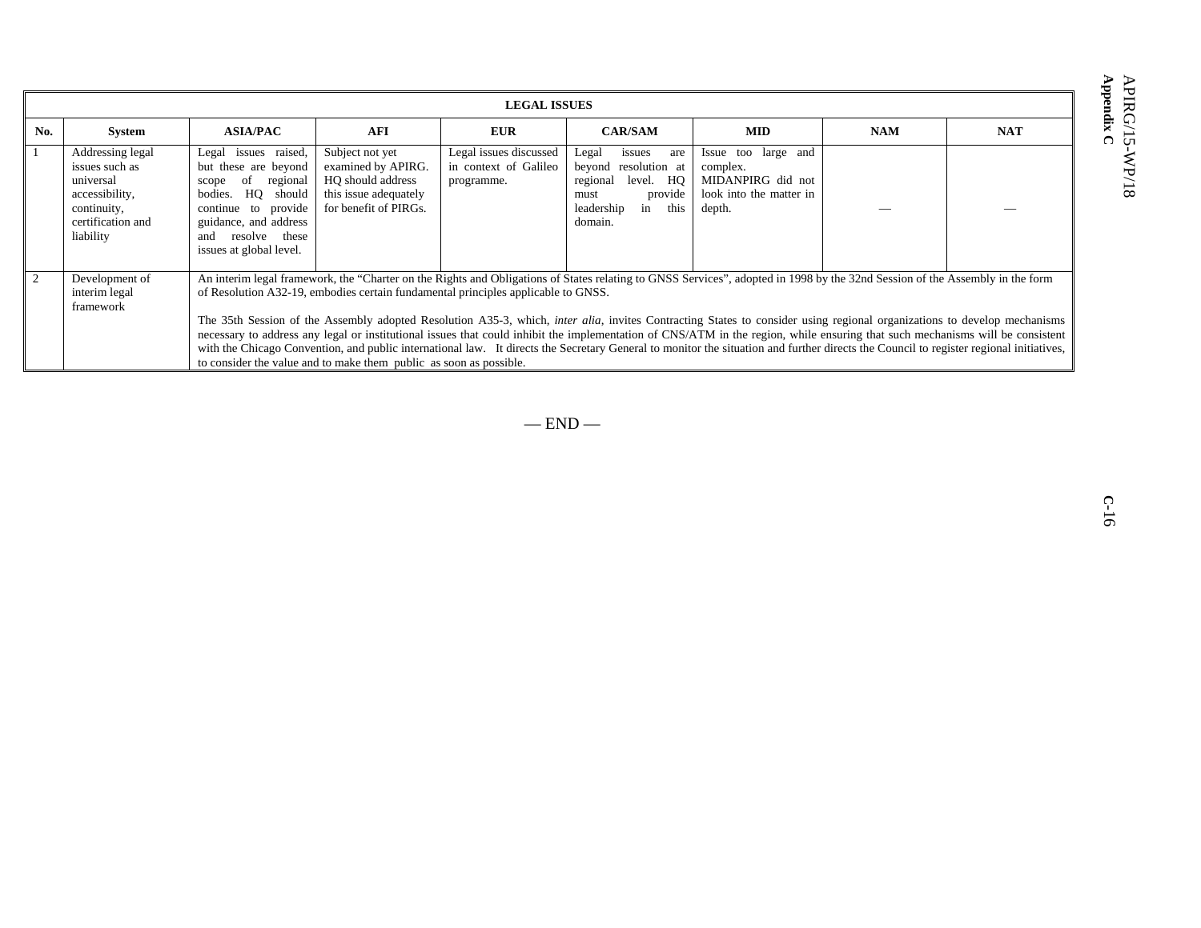| LEGAL ISSUES | | | | | | | | |
|---|---|---|---|---|---|---|---|---|
| **No.** | **System** | **ASIA/PAC** | **AFI** | **EUR** | **CAR/SAM** | **MID** | **NAM** | **NAT** |
| 1 | Addressing legal issues such as universal accessibility, continuity, certification and liability | Legal issues raised, but these are beyond scope of regional bodies. HQ should continue to provide guidance, and address and resolve these issues at global level. | Subject not yet examined by APIRG. HQ should address this issue adequately for benefit of PIRGs. | Legal issues discussed in context of Galileo programme. | Legal issues are beyond resolution at regional level. HQ must provide leadership in this domain. | Issue too large and complex. MIDANPIRG did not look into the matter in depth. | — | — |
| 2 | Development of interim legal framework | An interim legal framework, the "Charter on the Rights and Obligations of States relating to GNSS Services", adopted in 1998 by the 32nd Session of the Assembly in the form of Resolution A32-19, embodies certain fundamental principles applicable to GNSS. The 35th Session of the Assembly adopted Resolution A35-3, which, *inter alia*, invites Contracting States to consider using regional organizations to develop mechanisms necessary to address any legal or institutional issues that could inhibit the implementation of CNS/ATM in the region, while ensuring that such mechanisms will be consistent with the Chicago Convention, and public international law. It directs the Secretary General to monitor the situation and further directs the Council to register regional initiatives, to consider the value and to make them public as soon as possible. | | | | | | |

— END —